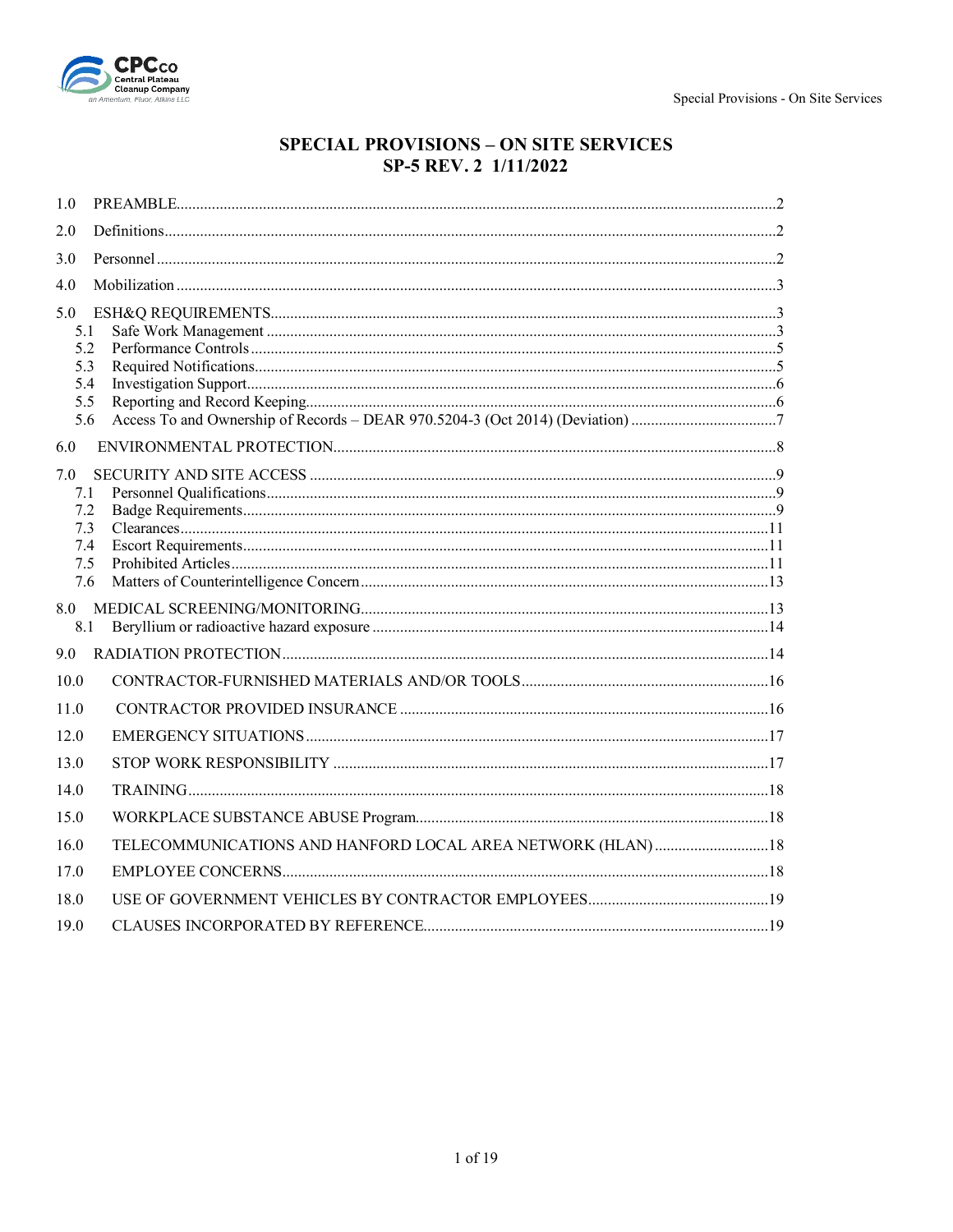# SPECIAL PROVISIONS – ON SITE SERVICES
## SP-5 REV. 2 1/11/2022

1.0 PREAMBLE....2

2.0 Definitions....2

3.0 Personnel....2

4.0 Mobilization....3

5.0 ESH&Q REQUIREMENTS....3
- 5.1 Safe Work Management....3
- 5.2 Performance Controls....5
- 5.3 Required Notifications....5
- 5.4 Investigation Support....6
- 5.5 Reporting and Record Keeping....6
- 5.6 Access To and Ownership of Records – DEAR 970.5204-3 (Oct 2014) (Deviation)....7

6.0 ENVIRONMENTAL PROTECTION....8

7.0 SECURITY AND SITE ACCESS....9
- 7.1 Personnel Qualifications....9
- 7.2 Badge Requirements....9
- 7.3 Clearances....11
- 7.4 Escort Requirements....11
- 7.5 Prohibited Articles....11
- 7.6 Matters of Counterintelligence Concern....13

8.0 MEDICAL SCREENING/MONITORING....13
- 8.1 Beryllium or radioactive hazard exposure....14

9.0 RADIATION PROTECTION....14

10.0 CONTRACTOR-FURNISHED MATERIALS AND/OR TOOLS....16

11.0 CONTRACTOR PROVIDED INSURANCE....16

12.0 EMERGENCY SITUATIONS....17

13.0 STOP WORK RESPONSIBILITY....17

14.0 TRAINING....18

15.0 WORKPLACE SUBSTANCE ABUSE Program....18

16.0 TELECOMMUNICATIONS AND HANFORD LOCAL AREA NETWORK (HLAN)....18

17.0 EMPLOYEE CONCERNS....18

18.0 USE OF GOVERNMENT VEHICLES BY CONTRACTOR EMPLOYEES....19

19.0 CLAUSES INCORPORATED BY REFERENCE....19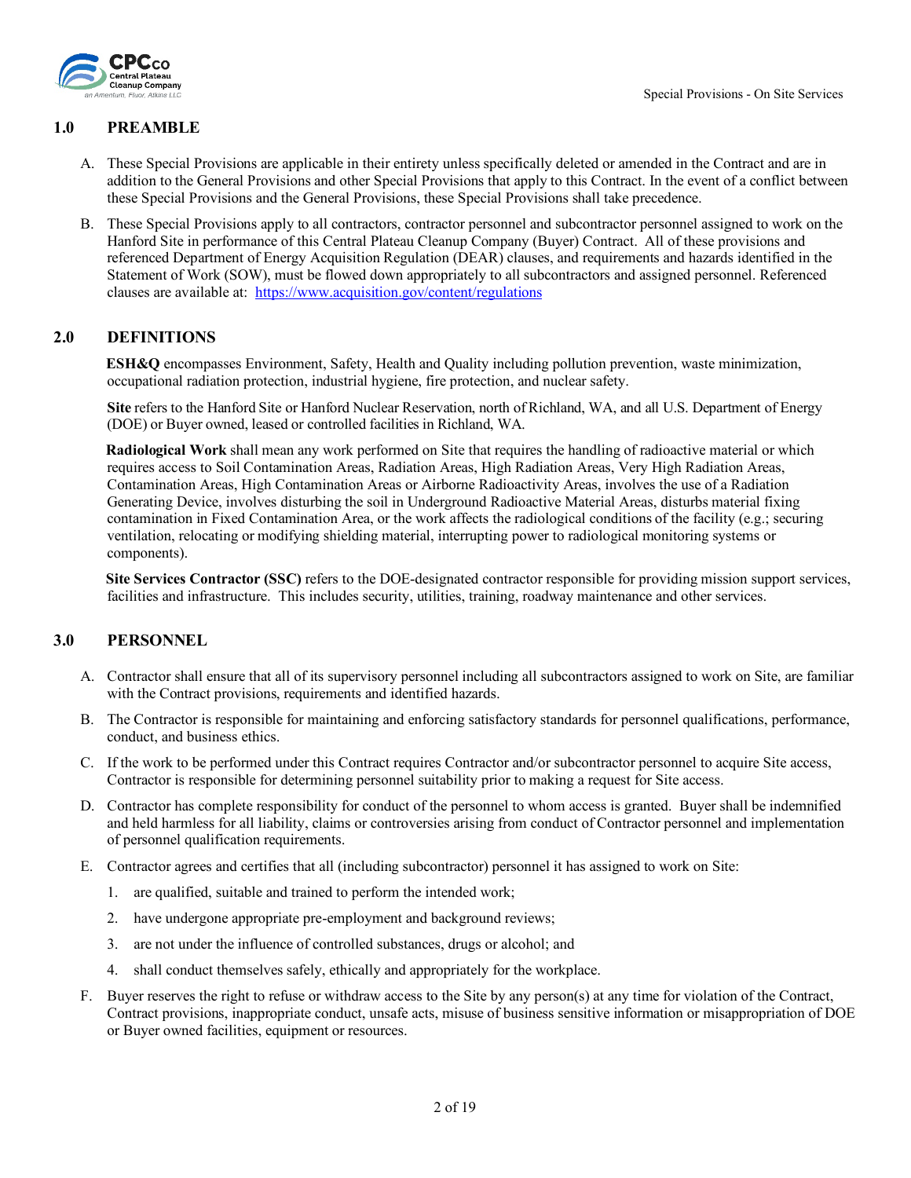## 1.0 PREAMBLE

A. These Special Provisions are applicable in their entirety unless specifically deleted or amended in the Contract and are in addition to the General Provisions and other Special Provisions that apply to this Contract. In the event of a conflict between these Special Provisions and the General Provisions, these Special Provisions shall take precedence.

B. These Special Provisions apply to all contractors, contractor personnel and subcontractor personnel assigned to work on the Hanford Site in performance of this Central Plateau Cleanup Company (Buyer) Contract. All of these provisions and referenced Department of Energy Acquisition Regulation (DEAR) clauses, and requirements and hazards identified in the Statement of Work (SOW), must be flowed down appropriately to all subcontractors and assigned personnel. Referenced clauses are available at: [https://www.acquisition.gov/content/regulations](https://www.acquisition.gov/content/regulations)

## 2.0 DEFINITIONS

**ESH&Q** encompasses Environment, Safety, Health and Quality including pollution prevention, waste minimization, occupational radiation protection, industrial hygiene, fire protection, and nuclear safety.

**Site** refers to the Hanford Site or Hanford Nuclear Reservation, north of Richland, WA, and all U.S. Department of Energy (DOE) or Buyer owned, leased or controlled facilities in Richland, WA.

**Radiological Work** shall mean any work performed on Site that requires the handling of radioactive material or which requires access to Soil Contamination Areas, Radiation Areas, High Radiation Areas, Very High Radiation Areas, Contamination Areas, High Contamination Areas or Airborne Radioactivity Areas, involves the use of a Radiation Generating Device, involves disturbing the soil in Underground Radioactive Material Areas, disturbs material fixing contamination in Fixed Contamination Area, or the work affects the radiological conditions of the facility (e.g.; securing ventilation, relocating or modifying shielding material, interrupting power to radiological monitoring systems or components).

**Site Services Contractor (SSC)** refers to the DOE-designated contractor responsible for providing mission support services, facilities and infrastructure. This includes security, utilities, training, roadway maintenance and other services.

## 3.0 PERSONNEL

A. Contractor shall ensure that all of its supervisory personnel including all subcontractors assigned to work on Site, are familiar with the Contract provisions, requirements and identified hazards.

B. The Contractor is responsible for maintaining and enforcing satisfactory standards for personnel qualifications, performance, conduct, and business ethics.

C. If the work to be performed under this Contract requires Contractor and/or subcontractor personnel to acquire Site access, Contractor is responsible for determining personnel suitability prior to making a request for Site access.

D. Contractor has complete responsibility for conduct of the personnel to whom access is granted. Buyer shall be indemnified and held harmless for all liability, claims or controversies arising from conduct of Contractor personnel and implementation of personnel qualification requirements.

E. Contractor agrees and certifies that all (including subcontractor) personnel it has assigned to work on Site:

1. are qualified, suitable and trained to perform the intended work;
2. have undergone appropriate pre-employment and background reviews;
3. are not under the influence of controlled substances, drugs or alcohol; and
4. shall conduct themselves safely, ethically and appropriately for the workplace.

F. Buyer reserves the right to refuse or withdraw access to the Site by any person(s) at any time for violation of the Contract, Contract provisions, inappropriate conduct, unsafe acts, misuse of business sensitive information or misappropriation of DOE or Buyer owned facilities, equipment or resources.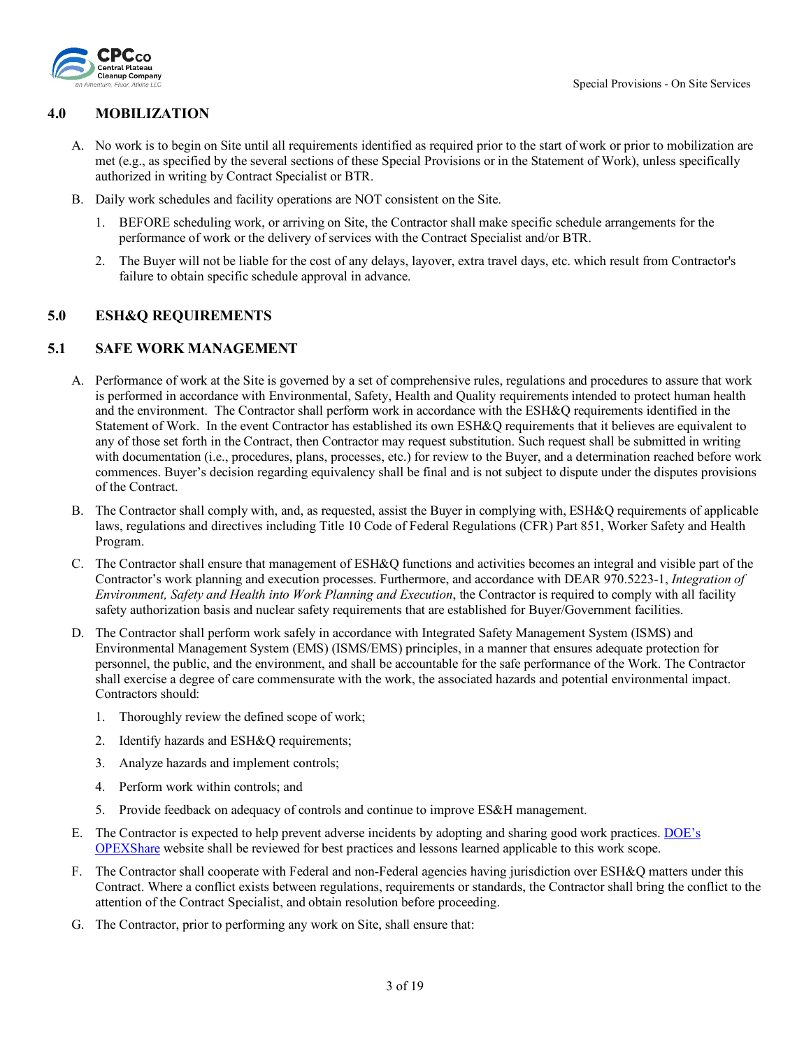## 4.0 MOBILIZATION

A. No work is to begin on Site until all requirements identified as required prior to the start of work or prior to mobilization are met (e.g., as specified by the several sections of these Special Provisions or in the Statement of Work), unless specifically authorized in writing by Contract Specialist or BTR.

B. Daily work schedules and facility operations are NOT consistent on the Site.

1. BEFORE scheduling work, or arriving on Site, the Contractor shall make specific schedule arrangements for the performance of work or the delivery of services with the Contract Specialist and/or BTR.

2. The Buyer will not be liable for the cost of any delays, layover, extra travel days, etc. which result from Contractor's failure to obtain specific schedule approval in advance.

## 5.0 ESH&Q REQUIREMENTS

## 5.1 SAFE WORK MANAGEMENT

A. Performance of work at the Site is governed by a set of comprehensive rules, regulations and procedures to assure that work is performed in accordance with Environmental, Safety, Health and Quality requirements intended to protect human health and the environment. The Contractor shall perform work in accordance with the ESH&Q requirements identified in the Statement of Work. In the event Contractor has established its own ESH&Q requirements that it believes are equivalent to any of those set forth in the Contract, then Contractor may request substitution. Such request shall be submitted in writing with documentation (i.e., procedures, plans, processes, etc.) for review to the Buyer, and a determination reached before work commences. Buyer's decision regarding equivalency shall be final and is not subject to dispute under the disputes provisions of the Contract.

B. The Contractor shall comply with, and, as requested, assist the Buyer in complying with, ESH&Q requirements of applicable laws, regulations and directives including Title 10 Code of Federal Regulations (CFR) Part 851, Worker Safety and Health Program.

C. The Contractor shall ensure that management of ESH&Q functions and activities becomes an integral and visible part of the Contractor's work planning and execution processes. Furthermore, and accordance with DEAR 970.5223-1, *Integration of Environment, Safety and Health into Work Planning and Execution*, the Contractor is required to comply with all facility safety authorization basis and nuclear safety requirements that are established for Buyer/Government facilities.

D. The Contractor shall perform work safely in accordance with Integrated Safety Management System (ISMS) and Environmental Management System (EMS) (ISMS/EMS) principles, in a manner that ensures adequate protection for personnel, the public, and the environment, and shall be accountable for the safe performance of the Work. The Contractor shall exercise a degree of care commensurate with the work, the associated hazards and potential environmental impact. Contractors should:

1. Thoroughly review the defined scope of work;
2. Identify hazards and ESH&Q requirements;
3. Analyze hazards and implement controls;
4. Perform work within controls; and
5. Provide feedback on adequacy of controls and continue to improve ES&H management.

E. The Contractor is expected to help prevent adverse incidents by adopting and sharing good work practices. DOE's OPEXShare website shall be reviewed for best practices and lessons learned applicable to this work scope.

F. The Contractor shall cooperate with Federal and non-Federal agencies having jurisdiction over ESH&Q matters under this Contract. Where a conflict exists between regulations, requirements or standards, the Contractor shall bring the conflict to the attention of the Contract Specialist, and obtain resolution before proceeding.

G. The Contractor, prior to performing any work on Site, shall ensure that: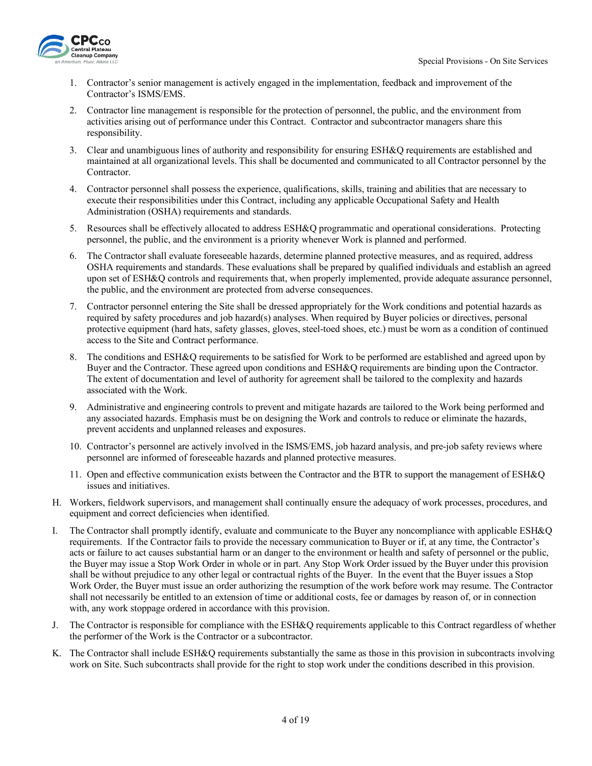1. Contractor's senior management is actively engaged in the implementation, feedback and improvement of the Contractor's ISMS/EMS.
2. Contractor line management is responsible for the protection of personnel, the public, and the environment from activities arising out of performance under this Contract. Contractor and subcontractor managers share this responsibility.
3. Clear and unambiguous lines of authority and responsibility for ensuring ESH&Q requirements are established and maintained at all organizational levels. This shall be documented and communicated to all Contractor personnel by the Contractor.
4. Contractor personnel shall possess the experience, qualifications, skills, training and abilities that are necessary to execute their responsibilities under this Contract, including any applicable Occupational Safety and Health Administration (OSHA) requirements and standards.
5. Resources shall be effectively allocated to address ESH&Q programmatic and operational considerations. Protecting personnel, the public, and the environment is a priority whenever Work is planned and performed.
6. The Contractor shall evaluate foreseeable hazards, determine planned protective measures, and as required, address OSHA requirements and standards. These evaluations shall be prepared by qualified individuals and establish an agreed upon set of ESH&Q controls and requirements that, when properly implemented, provide adequate assurance personnel, the public, and the environment are protected from adverse consequences.
7. Contractor personnel entering the Site shall be dressed appropriately for the Work conditions and potential hazards as required by safety procedures and job hazard(s) analyses. When required by Buyer policies or directives, personal protective equipment (hard hats, safety glasses, gloves, steel-toed shoes, etc.) must be worn as a condition of continued access to the Site and Contract performance.
8. The conditions and ESH&Q requirements to be satisfied for Work to be performed are established and agreed upon by Buyer and the Contractor. These agreed upon conditions and ESH&Q requirements are binding upon the Contractor. The extent of documentation and level of authority for agreement shall be tailored to the complexity and hazards associated with the Work.
9. Administrative and engineering controls to prevent and mitigate hazards are tailored to the Work being performed and any associated hazards. Emphasis must be on designing the Work and controls to reduce or eliminate the hazards, prevent accidents and unplanned releases and exposures.
10. Contractor's personnel are actively involved in the ISMS/EMS, job hazard analysis, and pre-job safety reviews where personnel are informed of foreseeable hazards and planned protective measures.
11. Open and effective communication exists between the Contractor and the BTR to support the management of ESH&Q issues and initiatives.

H. Workers, fieldwork supervisors, and management shall continually ensure the adequacy of work processes, procedures, and equipment and correct deficiencies when identified.

I. The Contractor shall promptly identify, evaluate and communicate to the Buyer any noncompliance with applicable ESH&Q requirements. If the Contractor fails to provide the necessary communication to Buyer or if, at any time, the Contractor's acts or failure to act causes substantial harm or an danger to the environment or health and safety of personnel or the public, the Buyer may issue a Stop Work Order in whole or in part. Any Stop Work Order issued by the Buyer under this provision shall be without prejudice to any other legal or contractual rights of the Buyer. In the event that the Buyer issues a Stop Work Order, the Buyer must issue an order authorizing the resumption of the work before work may resume. The Contractor shall not necessarily be entitled to an extension of time or additional costs, fee or damages by reason of, or in connection with, any work stoppage ordered in accordance with this provision.

J. The Contractor is responsible for compliance with the ESH&Q requirements applicable to this Contract regardless of whether the performer of the Work is the Contractor or a subcontractor.

K. The Contractor shall include ESH&Q requirements substantially the same as those in this provision in subcontracts involving work on Site. Such subcontracts shall provide for the right to stop work under the conditions described in this provision.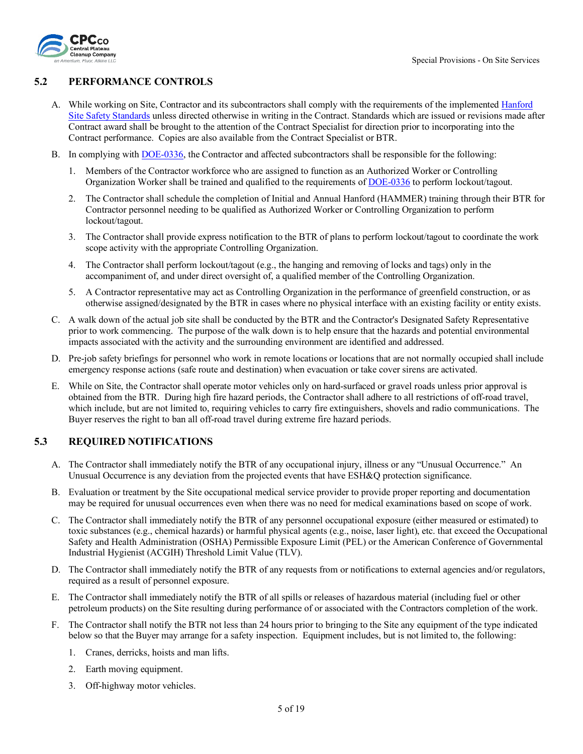## 5.2 PERFORMANCE CONTROLS

A. While working on Site, Contractor and its subcontractors shall comply with the requirements of the implemented Hanford Site Safety Standards unless directed otherwise in writing in the Contract. Standards which are issued or revisions made after Contract award shall be brought to the attention of the Contract Specialist for direction prior to incorporating into the Contract performance. Copies are also available from the Contract Specialist or BTR.

B. In complying with DOE-0336, the Contractor and affected subcontractors shall be responsible for the following:

   1. Members of the Contractor workforce who are assigned to function as an Authorized Worker or Controlling Organization Worker shall be trained and qualified to the requirements of DOE-0336 to perform lockout/tagout.

   2. The Contractor shall schedule the completion of Initial and Annual Hanford (HAMMER) training through their BTR for Contractor personnel needing to be qualified as Authorized Worker or Controlling Organization to perform lockout/tagout.

   3. The Contractor shall provide express notification to the BTR of plans to perform lockout/tagout to coordinate the work scope activity with the appropriate Controlling Organization.

   4. The Contractor shall perform lockout/tagout (e.g., the hanging and removing of locks and tags) only in the accompaniment of, and under direct oversight of, a qualified member of the Controlling Organization.

   5. A Contractor representative may act as Controlling Organization in the performance of greenfield construction, or as otherwise assigned/designated by the BTR in cases where no physical interface with an existing facility or entity exists.

C. A walk down of the actual job site shall be conducted by the BTR and the Contractor's Designated Safety Representative prior to work commencing. The purpose of the walk down is to help ensure that the hazards and potential environmental impacts associated with the activity and the surrounding environment are identified and addressed.

D. Pre-job safety briefings for personnel who work in remote locations or locations that are not normally occupied shall include emergency response actions (safe route and destination) when evacuation or take cover sirens are activated.

E. While on Site, the Contractor shall operate motor vehicles only on hard-surfaced or gravel roads unless prior approval is obtained from the BTR. During high fire hazard periods, the Contractor shall adhere to all restrictions of off-road travel, which include, but are not limited to, requiring vehicles to carry fire extinguishers, shovels and radio communications. The Buyer reserves the right to ban all off-road travel during extreme fire hazard periods.

## 5.3 REQUIRED NOTIFICATIONS

A. The Contractor shall immediately notify the BTR of any occupational injury, illness or any "Unusual Occurrence." An Unusual Occurrence is any deviation from the projected events that have ESH&Q protection significance.

B. Evaluation or treatment by the Site occupational medical service provider to provide proper reporting and documentation may be required for unusual occurrences even when there was no need for medical examinations based on scope of work.

C. The Contractor shall immediately notify the BTR of any personnel occupational exposure (either measured or estimated) to toxic substances (e.g., chemical hazards) or harmful physical agents (e.g., noise, laser light), etc. that exceed the Occupational Safety and Health Administration (OSHA) Permissible Exposure Limit (PEL) or the American Conference of Governmental Industrial Hygienist (ACGIH) Threshold Limit Value (TLV).

D. The Contractor shall immediately notify the BTR of any requests from or notifications to external agencies and/or regulators, required as a result of personnel exposure.

E. The Contractor shall immediately notify the BTR of all spills or releases of hazardous material (including fuel or other petroleum products) on the Site resulting during performance of or associated with the Contractors completion of the work.

F. The Contractor shall notify the BTR not less than 24 hours prior to bringing to the Site any equipment of the type indicated below so that the Buyer may arrange for a safety inspection. Equipment includes, but is not limited to, the following:

   1. Cranes, derricks, hoists and man lifts.

   2. Earth moving equipment.

   3. Off-highway motor vehicles.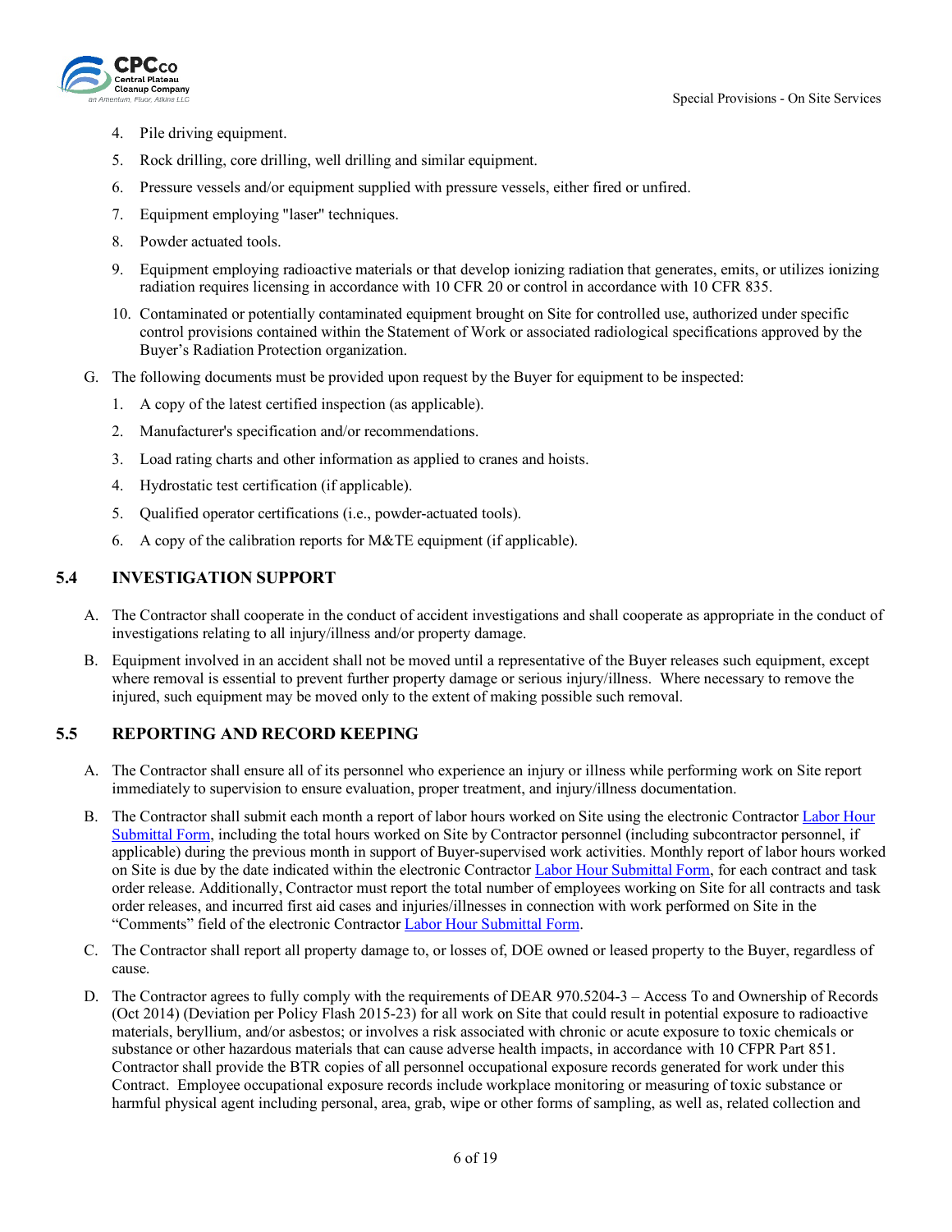4. Pile driving equipment.
5. Rock drilling, core drilling, well drilling and similar equipment.
6. Pressure vessels and/or equipment supplied with pressure vessels, either fired or unfired.
7. Equipment employing "laser" techniques.
8. Powder actuated tools.
9. Equipment employing radioactive materials or that develop ionizing radiation that generates, emits, or utilizes ionizing radiation requires licensing in accordance with 10 CFR 20 or control in accordance with 10 CFR 835.
10. Contaminated or potentially contaminated equipment brought on Site for controlled use, authorized under specific control provisions contained within the Statement of Work or associated radiological specifications approved by the Buyer's Radiation Protection organization.

G. The following documents must be provided upon request by the Buyer for equipment to be inspected:

1. A copy of the latest certified inspection (as applicable).
2. Manufacturer's specification and/or recommendations.
3. Load rating charts and other information as applied to cranes and hoists.
4. Hydrostatic test certification (if applicable).
5. Qualified operator certifications (i.e., powder-actuated tools).
6. A copy of the calibration reports for M&TE equipment (if applicable).

## 5.4 INVESTIGATION SUPPORT

A. The Contractor shall cooperate in the conduct of accident investigations and shall cooperate as appropriate in the conduct of investigations relating to all injury/illness and/or property damage.

B. Equipment involved in an accident shall not be moved until a representative of the Buyer releases such equipment, except where removal is essential to prevent further property damage or serious injury/illness. Where necessary to remove the injured, such equipment may be moved only to the extent of making possible such removal.

## 5.5 REPORTING AND RECORD KEEPING

A. The Contractor shall ensure all of its personnel who experience an injury or illness while performing work on Site report immediately to supervision to ensure evaluation, proper treatment, and injury/illness documentation.

B. The Contractor shall submit each month a report of labor hours worked on Site using the electronic Contractor Labor Hour Submittal Form, including the total hours worked on Site by Contractor personnel (including subcontractor personnel, if applicable) during the previous month in support of Buyer-supervised work activities. Monthly report of labor hours worked on Site is due by the date indicated within the electronic Contractor Labor Hour Submittal Form, for each contract and task order release. Additionally, Contractor must report the total number of employees working on Site for all contracts and task order releases, and incurred first aid cases and injuries/illnesses in connection with work performed on Site in the "Comments" field of the electronic Contractor Labor Hour Submittal Form.

C. The Contractor shall report all property damage to, or losses of, DOE owned or leased property to the Buyer, regardless of cause.

D. The Contractor agrees to fully comply with the requirements of DEAR 970.5204-3 – Access To and Ownership of Records (Oct 2014) (Deviation per Policy Flash 2015-23) for all work on Site that could result in potential exposure to radioactive materials, beryllium, and/or asbestos; or involves a risk associated with chronic or acute exposure to toxic chemicals or substance or other hazardous materials that can cause adverse health impacts, in accordance with 10 CFPR Part 851. Contractor shall provide the BTR copies of all personnel occupational exposure records generated for work under this Contract. Employee occupational exposure records include workplace monitoring or measuring of toxic substance or harmful physical agent including personal, area, grab, wipe or other forms of sampling, as well as, related collection and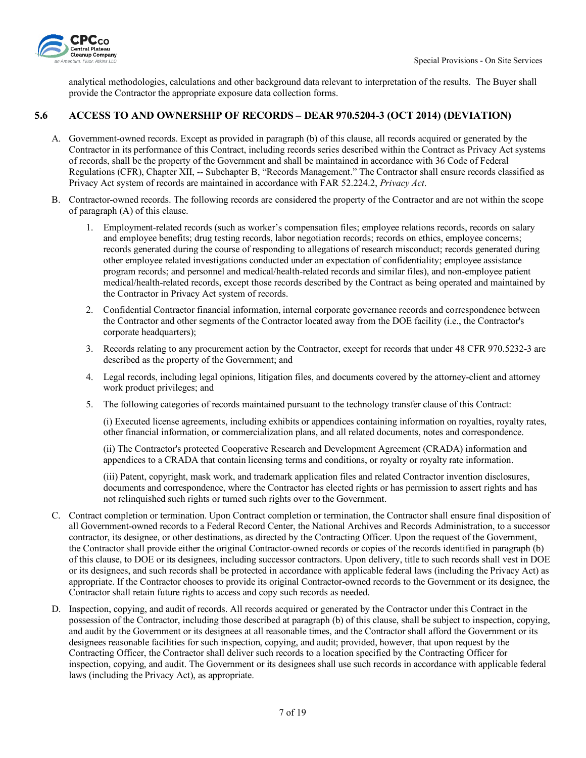analytical methodologies, calculations and other background data relevant to interpretation of the results. The Buyer shall provide the Contractor the appropriate exposure data collection forms.

## 5.6 ACCESS TO AND OWNERSHIP OF RECORDS – DEAR 970.5204-3 (OCT 2014) (DEVIATION)

A. Government-owned records. Except as provided in paragraph (b) of this clause, all records acquired or generated by the Contractor in its performance of this Contract, including records series described within the Contract as Privacy Act systems of records, shall be the property of the Government and shall be maintained in accordance with 36 Code of Federal Regulations (CFR), Chapter XII, -- Subchapter B, "Records Management." The Contractor shall ensure records classified as Privacy Act system of records are maintained in accordance with FAR 52.224.2, *Privacy Act*.

B. Contractor-owned records. The following records are considered the property of the Contractor and are not within the scope of paragraph (A) of this clause.

   1. Employment-related records (such as worker's compensation files; employee relations records, records on salary and employee benefits; drug testing records, labor negotiation records; records on ethics, employee concerns; records generated during the course of responding to allegations of research misconduct; records generated during other employee related investigations conducted under an expectation of confidentiality; employee assistance program records; and personnel and medical/health-related records and similar files), and non-employee patient medical/health-related records, except those records described by the Contract as being operated and maintained by the Contractor in Privacy Act system of records.

   2. Confidential Contractor financial information, internal corporate governance records and correspondence between the Contractor and other segments of the Contractor located away from the DOE facility (i.e., the Contractor's corporate headquarters);

   3. Records relating to any procurement action by the Contractor, except for records that under 48 CFR 970.5232-3 are described as the property of the Government; and

   4. Legal records, including legal opinions, litigation files, and documents covered by the attorney-client and attorney work product privileges; and

   5. The following categories of records maintained pursuant to the technology transfer clause of this Contract:

      (i) Executed license agreements, including exhibits or appendices containing information on royalties, royalty rates, other financial information, or commercialization plans, and all related documents, notes and correspondence.

      (ii) The Contractor's protected Cooperative Research and Development Agreement (CRADA) information and appendices to a CRADA that contain licensing terms and conditions, or royalty or royalty rate information.

      (iii) Patent, copyright, mask work, and trademark application files and related Contractor invention disclosures, documents and correspondence, where the Contractor has elected rights or has permission to assert rights and has not relinquished such rights or turned such rights over to the Government.

C. Contract completion or termination. Upon Contract completion or termination, the Contractor shall ensure final disposition of all Government-owned records to a Federal Record Center, the National Archives and Records Administration, to a successor contractor, its designee, or other destinations, as directed by the Contracting Officer. Upon the request of the Government, the Contractor shall provide either the original Contractor-owned records or copies of the records identified in paragraph (b) of this clause, to DOE or its designees, including successor contractors. Upon delivery, title to such records shall vest in DOE or its designees, and such records shall be protected in accordance with applicable federal laws (including the Privacy Act) as appropriate. If the Contractor chooses to provide its original Contractor-owned records to the Government or its designee, the Contractor shall retain future rights to access and copy such records as needed.

D. Inspection, copying, and audit of records. All records acquired or generated by the Contractor under this Contract in the possession of the Contractor, including those described at paragraph (b) of this clause, shall be subject to inspection, copying, and audit by the Government or its designees at all reasonable times, and the Contractor shall afford the Government or its designees reasonable facilities for such inspection, copying, and audit; provided, however, that upon request by the Contracting Officer, the Contractor shall deliver such records to a location specified by the Contracting Officer for inspection, copying, and audit. The Government or its designees shall use such records in accordance with applicable federal laws (including the Privacy Act), as appropriate.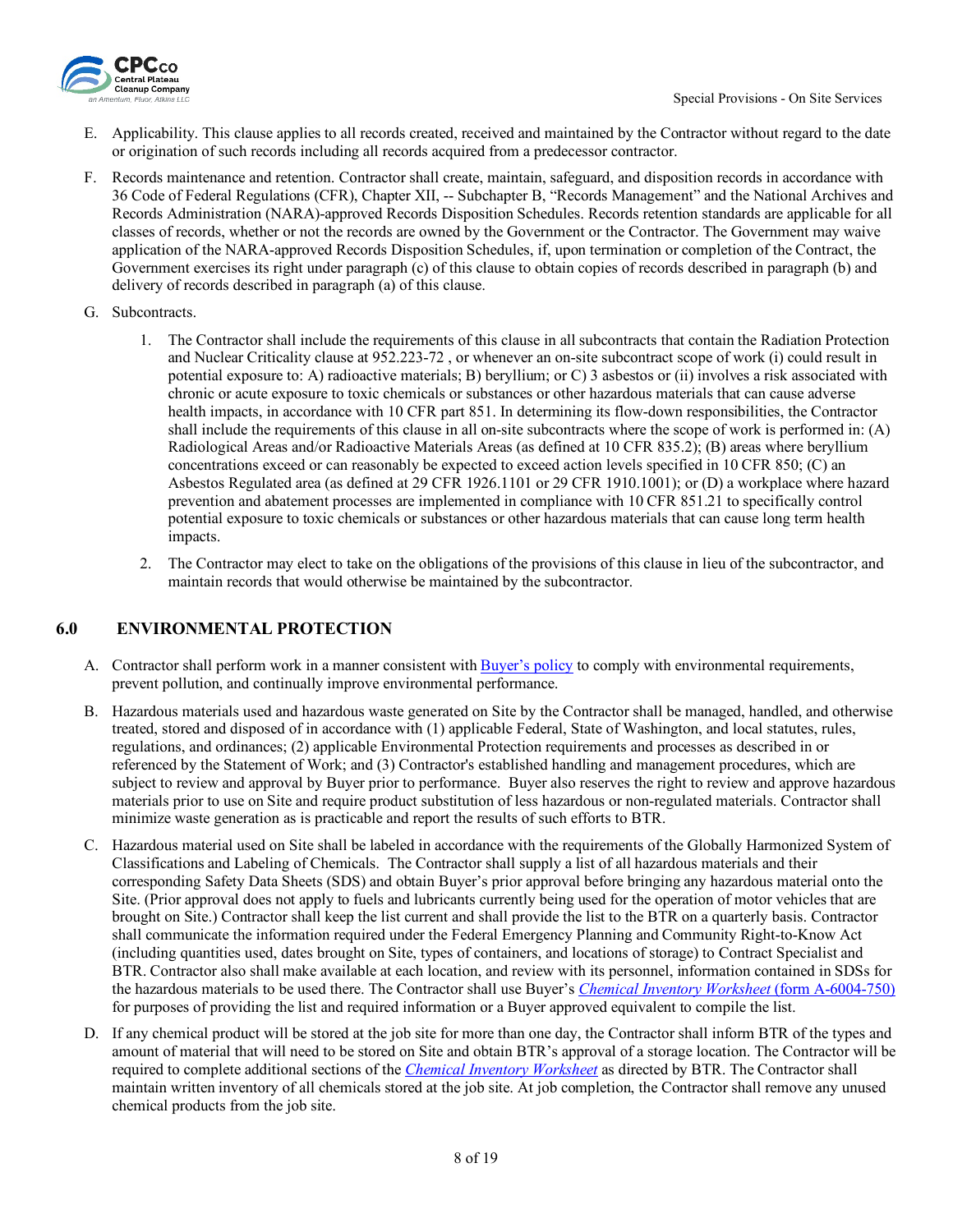E. Applicability. This clause applies to all records created, received and maintained by the Contractor without regard to the date or origination of such records including all records acquired from a predecessor contractor.

F. Records maintenance and retention. Contractor shall create, maintain, safeguard, and disposition records in accordance with 36 Code of Federal Regulations (CFR), Chapter XII, -- Subchapter B, "Records Management" and the National Archives and Records Administration (NARA)-approved Records Disposition Schedules. Records retention standards are applicable for all classes of records, whether or not the records are owned by the Government or the Contractor. The Government may waive application of the NARA-approved Records Disposition Schedules, if, upon termination or completion of the Contract, the Government exercises its right under paragraph (c) of this clause to obtain copies of records described in paragraph (b) and delivery of records described in paragraph (a) of this clause.

G. Subcontracts.

1. The Contractor shall include the requirements of this clause in all subcontracts that contain the Radiation Protection and Nuclear Criticality clause at 952.223-72 , or whenever an on-site subcontract scope of work (i) could result in potential exposure to: A) radioactive materials; B) beryllium; or C) 3 asbestos or (ii) involves a risk associated with chronic or acute exposure to toxic chemicals or substances or other hazardous materials that can cause adverse health impacts, in accordance with 10 CFR part 851. In determining its flow-down responsibilities, the Contractor shall include the requirements of this clause in all on-site subcontracts where the scope of work is performed in: (A) Radiological Areas and/or Radioactive Materials Areas (as defined at 10 CFR 835.2); (B) areas where beryllium concentrations exceed or can reasonably be expected to exceed action levels specified in 10 CFR 850; (C) an Asbestos Regulated area (as defined at 29 CFR 1926.1101 or 29 CFR 1910.1001); or (D) a workplace where hazard prevention and abatement processes are implemented in compliance with 10 CFR 851.21 to specifically control potential exposure to toxic chemicals or substances or other hazardous materials that can cause long term health impacts.

2. The Contractor may elect to take on the obligations of the provisions of this clause in lieu of the subcontractor, and maintain records that would otherwise be maintained by the subcontractor.

## 6.0 ENVIRONMENTAL PROTECTION

A. Contractor shall perform work in a manner consistent with Buyer's policy to comply with environmental requirements, prevent pollution, and continually improve environmental performance.

B. Hazardous materials used and hazardous waste generated on Site by the Contractor shall be managed, handled, and otherwise treated, stored and disposed of in accordance with (1) applicable Federal, State of Washington, and local statutes, rules, regulations, and ordinances; (2) applicable Environmental Protection requirements and processes as described in or referenced by the Statement of Work; and (3) Contractor's established handling and management procedures, which are subject to review and approval by Buyer prior to performance. Buyer also reserves the right to review and approve hazardous materials prior to use on Site and require product substitution of less hazardous or non-regulated materials. Contractor shall minimize waste generation as is practicable and report the results of such efforts to BTR.

C. Hazardous material used on Site shall be labeled in accordance with the requirements of the Globally Harmonized System of Classifications and Labeling of Chemicals. The Contractor shall supply a list of all hazardous materials and their corresponding Safety Data Sheets (SDS) and obtain Buyer's prior approval before bringing any hazardous material onto the Site. (Prior approval does not apply to fuels and lubricants currently being used for the operation of motor vehicles that are brought on Site.) Contractor shall keep the list current and shall provide the list to the BTR on a quarterly basis. Contractor shall communicate the information required under the Federal Emergency Planning and Community Right-to-Know Act (including quantities used, dates brought on Site, types of containers, and locations of storage) to Contract Specialist and BTR. Contractor also shall make available at each location, and review with its personnel, information contained in SDSs for the hazardous materials to be used there. The Contractor shall use Buyer's *Chemical Inventory Worksheet* (form A-6004-750) for purposes of providing the list and required information or a Buyer approved equivalent to compile the list.

D. If any chemical product will be stored at the job site for more than one day, the Contractor shall inform BTR of the types and amount of material that will need to be stored on Site and obtain BTR's approval of a storage location. The Contractor will be required to complete additional sections of the *Chemical Inventory Worksheet* as directed by BTR. The Contractor shall maintain written inventory of all chemicals stored at the job site. At job completion, the Contractor shall remove any unused chemical products from the job site.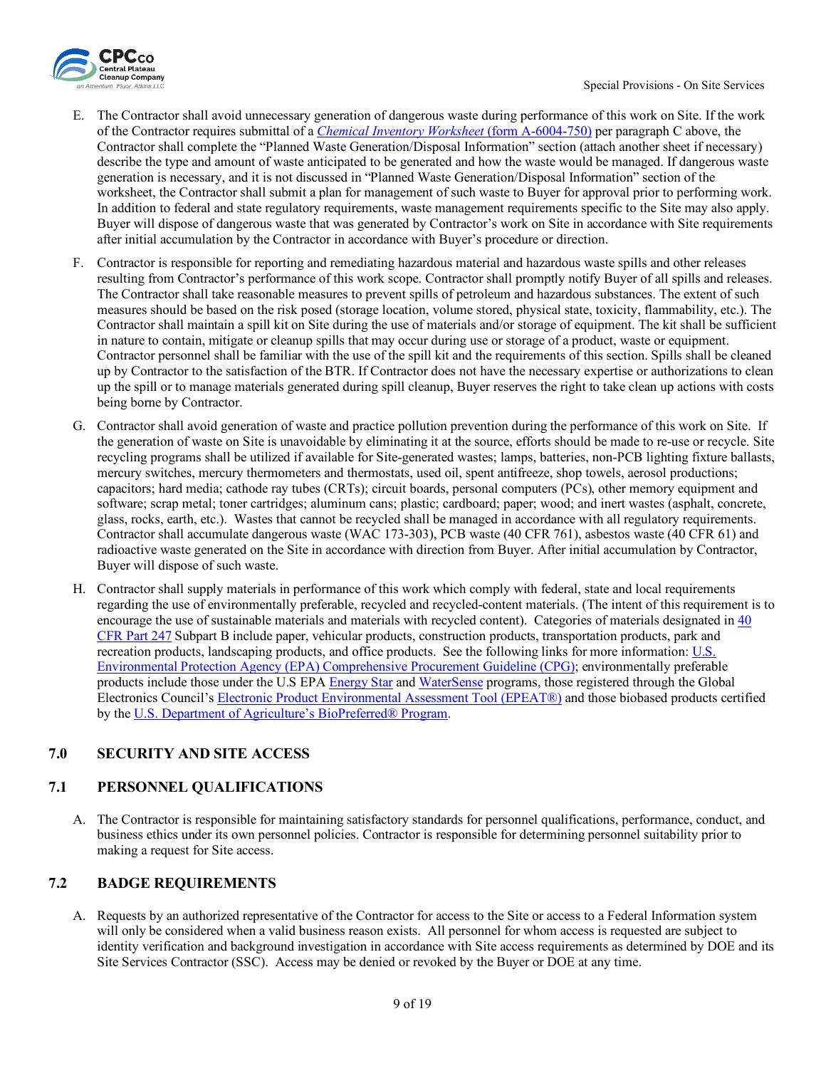E. The Contractor shall avoid unnecessary generation of dangerous waste during performance of this work on Site. If the work of the Contractor requires submittal of a *Chemical Inventory Worksheet* (form A-6004-750) per paragraph C above, the Contractor shall complete the "Planned Waste Generation/Disposal Information" section (attach another sheet if necessary) describe the type and amount of waste anticipated to be generated and how the waste would be managed. If dangerous waste generation is necessary, and it is not discussed in "Planned Waste Generation/Disposal Information" section of the worksheet, the Contractor shall submit a plan for management of such waste to Buyer for approval prior to performing work. In addition to federal and state regulatory requirements, waste management requirements specific to the Site may also apply. Buyer will dispose of dangerous waste that was generated by Contractor's work on Site in accordance with Site requirements after initial accumulation by the Contractor in accordance with Buyer's procedure or direction.

F. Contractor is responsible for reporting and remediating hazardous material and hazardous waste spills and other releases resulting from Contractor's performance of this work scope. Contractor shall promptly notify Buyer of all spills and releases. The Contractor shall take reasonable measures to prevent spills of petroleum and hazardous substances. The extent of such measures should be based on the risk posed (storage location, volume stored, physical state, toxicity, flammability, etc.). The Contractor shall maintain a spill kit on Site during the use of materials and/or storage of equipment. The kit shall be sufficient in nature to contain, mitigate or cleanup spills that may occur during use or storage of a product, waste or equipment. Contractor personnel shall be familiar with the use of the spill kit and the requirements of this section. Spills shall be cleaned up by Contractor to the satisfaction of the BTR. If Contractor does not have the necessary expertise or authorizations to clean up the spill or to manage materials generated during spill cleanup, Buyer reserves the right to take clean up actions with costs being borne by Contractor.

G. Contractor shall avoid generation of waste and practice pollution prevention during the performance of this work on Site. If the generation of waste on Site is unavoidable by eliminating it at the source, efforts should be made to re-use or recycle. Site recycling programs shall be utilized if available for Site-generated wastes; lamps, batteries, non-PCB lighting fixture ballasts, mercury switches, mercury thermometers and thermostats, used oil, spent antifreeze, shop towels, aerosol productions; capacitors; hard media; cathode ray tubes (CRTs); circuit boards, personal computers (PCs), other memory equipment and software; scrap metal; toner cartridges; aluminum cans; plastic; cardboard; paper; wood; and inert wastes (asphalt, concrete, glass, rocks, earth, etc.). Wastes that cannot be recycled shall be managed in accordance with all regulatory requirements. Contractor shall accumulate dangerous waste (WAC 173-303), PCB waste (40 CFR 761), asbestos waste (40 CFR 61) and radioactive waste generated on the Site in accordance with direction from Buyer. After initial accumulation by Contractor, Buyer will dispose of such waste.

H. Contractor shall supply materials in performance of this work which comply with federal, state and local requirements regarding the use of environmentally preferable, recycled and recycled-content materials. (The intent of this requirement is to encourage the use of sustainable materials and materials with recycled content). Categories of materials designated in 40 CFR Part 247 Subpart B include paper, vehicular products, construction products, transportation products, park and recreation products, landscaping products, and office products. See the following links for more information: U.S. Environmental Protection Agency (EPA) Comprehensive Procurement Guideline (CPG); environmentally preferable products include those under the U.S EPA Energy Star and WaterSense programs, those registered through the Global Electronics Council's Electronic Product Environmental Assessment Tool (EPEAT®) and those biobased products certified by the U.S. Department of Agriculture's BioPreferred® Program.

## 7.0 SECURITY AND SITE ACCESS

## 7.1 PERSONNEL QUALIFICATIONS

A. The Contractor is responsible for maintaining satisfactory standards for personnel qualifications, performance, conduct, and business ethics under its own personnel policies. Contractor is responsible for determining personnel suitability prior to making a request for Site access.

## 7.2 BADGE REQUIREMENTS

A. Requests by an authorized representative of the Contractor for access to the Site or access to a Federal Information system will only be considered when a valid business reason exists. All personnel for whom access is requested are subject to identity verification and background investigation in accordance with Site access requirements as determined by DOE and its Site Services Contractor (SSC). Access may be denied or revoked by the Buyer or DOE at any time.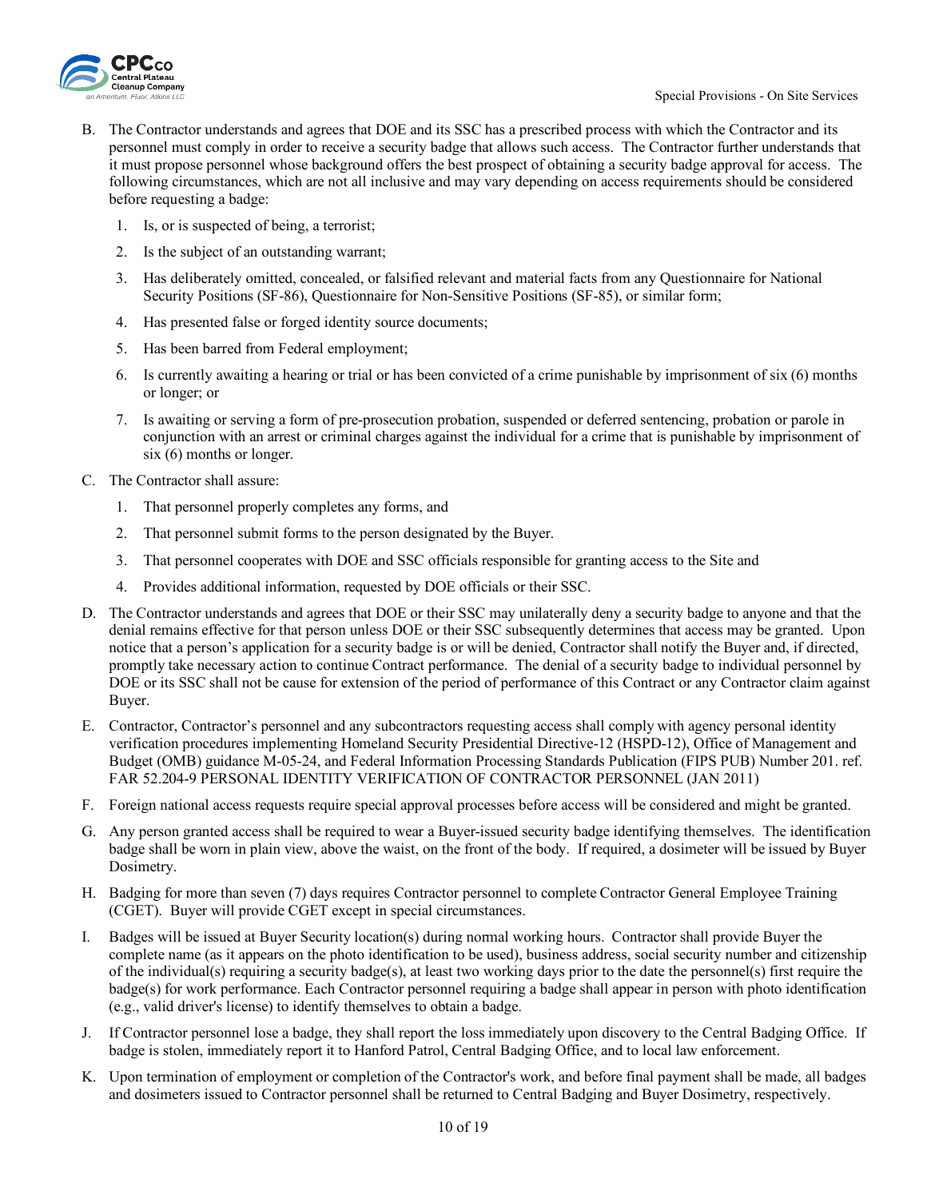B. The Contractor understands and agrees that DOE and its SSC has a prescribed process with which the Contractor and its personnel must comply in order to receive a security badge that allows such access. The Contractor further understands that it must propose personnel whose background offers the best prospect of obtaining a security badge approval for access. The following circumstances, which are not all inclusive and may vary depending on access requirements should be considered before requesting a badge:

   1. Is, or is suspected of being, a terrorist;
   2. Is the subject of an outstanding warrant;
   3. Has deliberately omitted, concealed, or falsified relevant and material facts from any Questionnaire for National Security Positions (SF-86), Questionnaire for Non-Sensitive Positions (SF-85), or similar form;
   4. Has presented false or forged identity source documents;
   5. Has been barred from Federal employment;
   6. Is currently awaiting a hearing or trial or has been convicted of a crime punishable by imprisonment of six (6) months or longer; or
   7. Is awaiting or serving a form of pre-prosecution probation, suspended or deferred sentencing, probation or parole in conjunction with an arrest or criminal charges against the individual for a crime that is punishable by imprisonment of six (6) months or longer.

C. The Contractor shall assure:

   1. That personnel properly completes any forms, and
   2. That personnel submit forms to the person designated by the Buyer.
   3. That personnel cooperates with DOE and SSC officials responsible for granting access to the Site and
   4. Provides additional information, requested by DOE officials or their SSC.

D. The Contractor understands and agrees that DOE or their SSC may unilaterally deny a security badge to anyone and that the denial remains effective for that person unless DOE or their SSC subsequently determines that access may be granted. Upon notice that a person's application for a security badge is or will be denied, Contractor shall notify the Buyer and, if directed, promptly take necessary action to continue Contract performance. The denial of a security badge to individual personnel by DOE or its SSC shall not be cause for extension of the period of performance of this Contract or any Contractor claim against Buyer.

E. Contractor, Contractor's personnel and any subcontractors requesting access shall comply with agency personal identity verification procedures implementing Homeland Security Presidential Directive-12 (HSPD-12), Office of Management and Budget (OMB) guidance M-05-24, and Federal Information Processing Standards Publication (FIPS PUB) Number 201. ref. FAR 52.204-9 PERSONAL IDENTITY VERIFICATION OF CONTRACTOR PERSONNEL (JAN 2011)

F. Foreign national access requests require special approval processes before access will be considered and might be granted.

G. Any person granted access shall be required to wear a Buyer-issued security badge identifying themselves. The identification badge shall be worn in plain view, above the waist, on the front of the body. If required, a dosimeter will be issued by Buyer Dosimetry.

H. Badging for more than seven (7) days requires Contractor personnel to complete Contractor General Employee Training (CGET). Buyer will provide CGET except in special circumstances.

I. Badges will be issued at Buyer Security location(s) during normal working hours. Contractor shall provide Buyer the complete name (as it appears on the photo identification to be used), business address, social security number and citizenship of the individual(s) requiring a security badge(s), at least two working days prior to the date the personnel(s) first require the badge(s) for work performance. Each Contractor personnel requiring a badge shall appear in person with photo identification (e.g., valid driver's license) to identify themselves to obtain a badge.

J. If Contractor personnel lose a badge, they shall report the loss immediately upon discovery to the Central Badging Office. If badge is stolen, immediately report it to Hanford Patrol, Central Badging Office, and to local law enforcement.

K. Upon termination of employment or completion of the Contractor's work, and before final payment shall be made, all badges and dosimeters issued to Contractor personnel shall be returned to Central Badging and Buyer Dosimetry, respectively.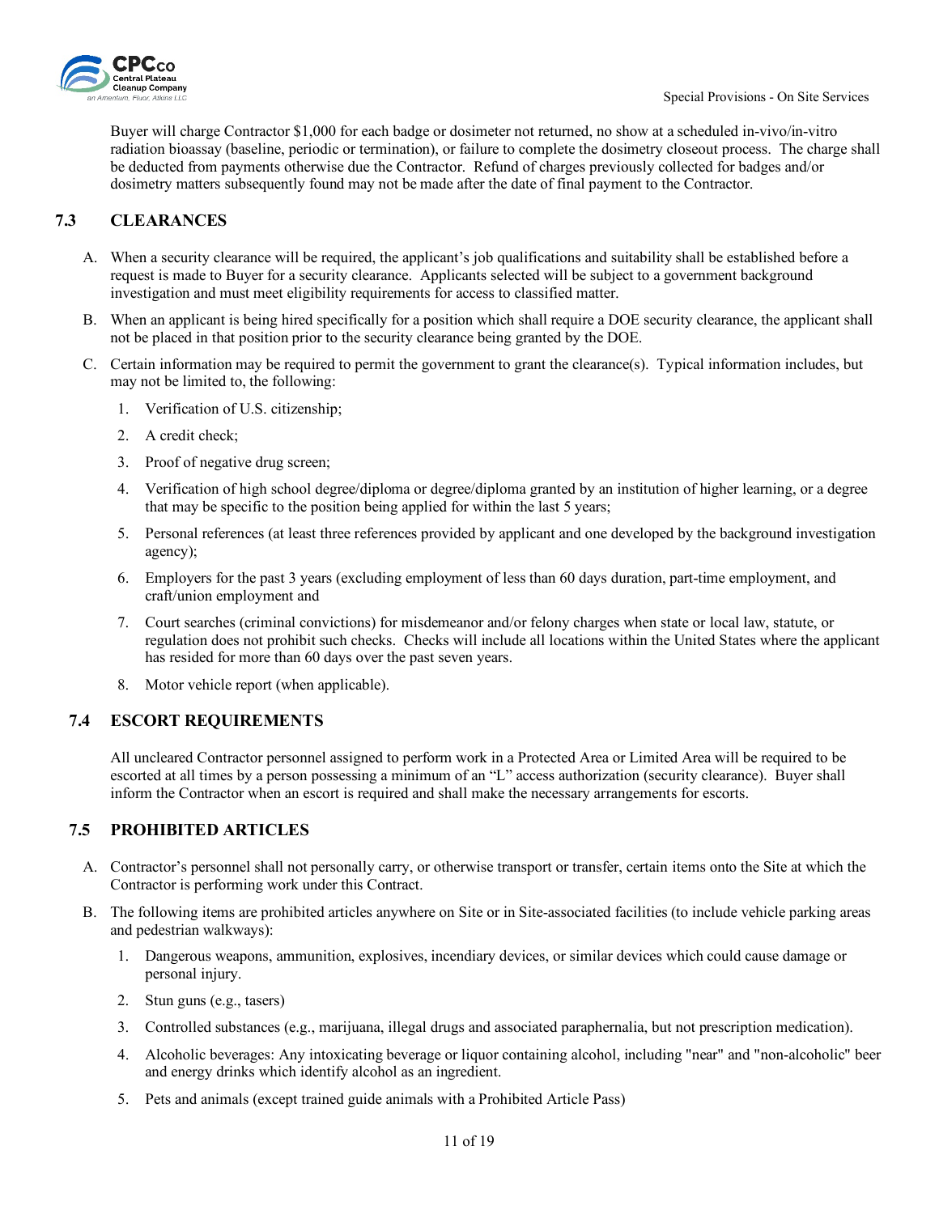Buyer will charge Contractor $1,000 for each badge or dosimeter not returned, no show at a scheduled in-vivo/in-vitro radiation bioassay (baseline, periodic or termination), or failure to complete the dosimetry closeout process. The charge shall be deducted from payments otherwise due the Contractor. Refund of charges previously collected for badges and/or dosimetry matters subsequently found may not be made after the date of final payment to the Contractor.

## 7.3 CLEARANCES

A. When a security clearance will be required, the applicant's job qualifications and suitability shall be established before a request is made to Buyer for a security clearance. Applicants selected will be subject to a government background investigation and must meet eligibility requirements for access to classified matter.

B. When an applicant is being hired specifically for a position which shall require a DOE security clearance, the applicant shall not be placed in that position prior to the security clearance being granted by the DOE.

C. Certain information may be required to permit the government to grant the clearance(s). Typical information includes, but may not be limited to, the following:

1. Verification of U.S. citizenship;
2. A credit check;
3. Proof of negative drug screen;
4. Verification of high school degree/diploma or degree/diploma granted by an institution of higher learning, or a degree that may be specific to the position being applied for within the last 5 years;
5. Personal references (at least three references provided by applicant and one developed by the background investigation agency);
6. Employers for the past 3 years (excluding employment of less than 60 days duration, part-time employment, and craft/union employment and
7. Court searches (criminal convictions) for misdemeanor and/or felony charges when state or local law, statute, or regulation does not prohibit such checks. Checks will include all locations within the United States where the applicant has resided for more than 60 days over the past seven years.
8. Motor vehicle report (when applicable).

## 7.4 ESCORT REQUIREMENTS

All uncleared Contractor personnel assigned to perform work in a Protected Area or Limited Area will be required to be escorted at all times by a person possessing a minimum of an "L" access authorization (security clearance). Buyer shall inform the Contractor when an escort is required and shall make the necessary arrangements for escorts.

## 7.5 PROHIBITED ARTICLES

A. Contractor's personnel shall not personally carry, or otherwise transport or transfer, certain items onto the Site at which the Contractor is performing work under this Contract.

B. The following items are prohibited articles anywhere on Site or in Site-associated facilities (to include vehicle parking areas and pedestrian walkways):

1. Dangerous weapons, ammunition, explosives, incendiary devices, or similar devices which could cause damage or personal injury.
2. Stun guns (e.g., tasers)
3. Controlled substances (e.g., marijuana, illegal drugs and associated paraphernalia, but not prescription medication).
4. Alcoholic beverages: Any intoxicating beverage or liquor containing alcohol, including "near" and "non-alcoholic" beer and energy drinks which identify alcohol as an ingredient.
5. Pets and animals (except trained guide animals with a Prohibited Article Pass)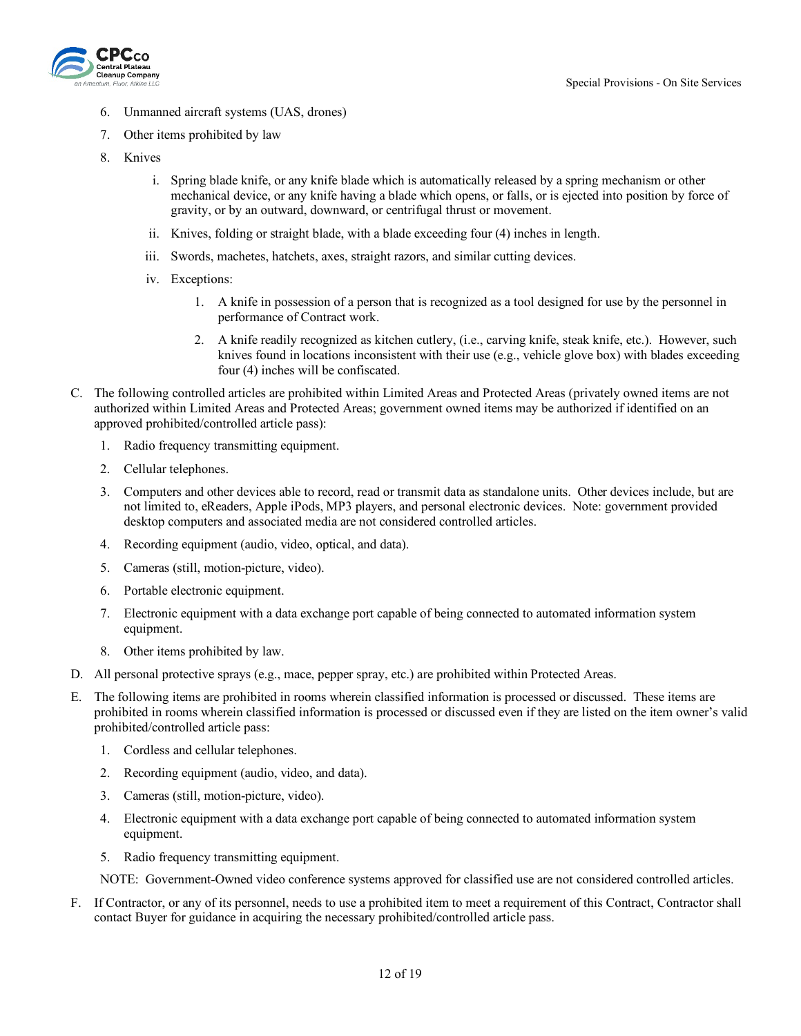6. Unmanned aircraft systems (UAS, drones)
7. Other items prohibited by law
8. Knives
    i. Spring blade knife, or any knife blade which is automatically released by a spring mechanism or other mechanical device, or any knife having a blade which opens, or falls, or is ejected into position by force of gravity, or by an outward, downward, or centrifugal thrust or movement.
    ii. Knives, folding or straight blade, with a blade exceeding four (4) inches in length.
    iii. Swords, machetes, hatchets, axes, straight razors, and similar cutting devices.
    iv. Exceptions:
        1. A knife in possession of a person that is recognized as a tool designed for use by the personnel in performance of Contract work.
        2. A knife readily recognized as kitchen cutlery, (i.e., carving knife, steak knife, etc.). However, such knives found in locations inconsistent with their use (e.g., vehicle glove box) with blades exceeding four (4) inches will be confiscated.

C. The following controlled articles are prohibited within Limited Areas and Protected Areas (privately owned items are not authorized within Limited Areas and Protected Areas; government owned items may be authorized if identified on an approved prohibited/controlled article pass):
    1. Radio frequency transmitting equipment.
    2. Cellular telephones.
    3. Computers and other devices able to record, read or transmit data as standalone units. Other devices include, but are not limited to, eReaders, Apple iPods, MP3 players, and personal electronic devices. Note: government provided desktop computers and associated media are not considered controlled articles.
    4. Recording equipment (audio, video, optical, and data).
    5. Cameras (still, motion-picture, video).
    6. Portable electronic equipment.
    7. Electronic equipment with a data exchange port capable of being connected to automated information system equipment.
    8. Other items prohibited by law.

D. All personal protective sprays (e.g., mace, pepper spray, etc.) are prohibited within Protected Areas.

E. The following items are prohibited in rooms wherein classified information is processed or discussed. These items are prohibited in rooms wherein classified information is processed or discussed even if they are listed on the item owner's valid prohibited/controlled article pass:
    1. Cordless and cellular telephones.
    2. Recording equipment (audio, video, and data).
    3. Cameras (still, motion-picture, video).
    4. Electronic equipment with a data exchange port capable of being connected to automated information system equipment.
    5. Radio frequency transmitting equipment.

    NOTE: Government-Owned video conference systems approved for classified use are not considered controlled articles.

F. If Contractor, or any of its personnel, needs to use a prohibited item to meet a requirement of this Contract, Contractor shall contact Buyer for guidance in acquiring the necessary prohibited/controlled article pass.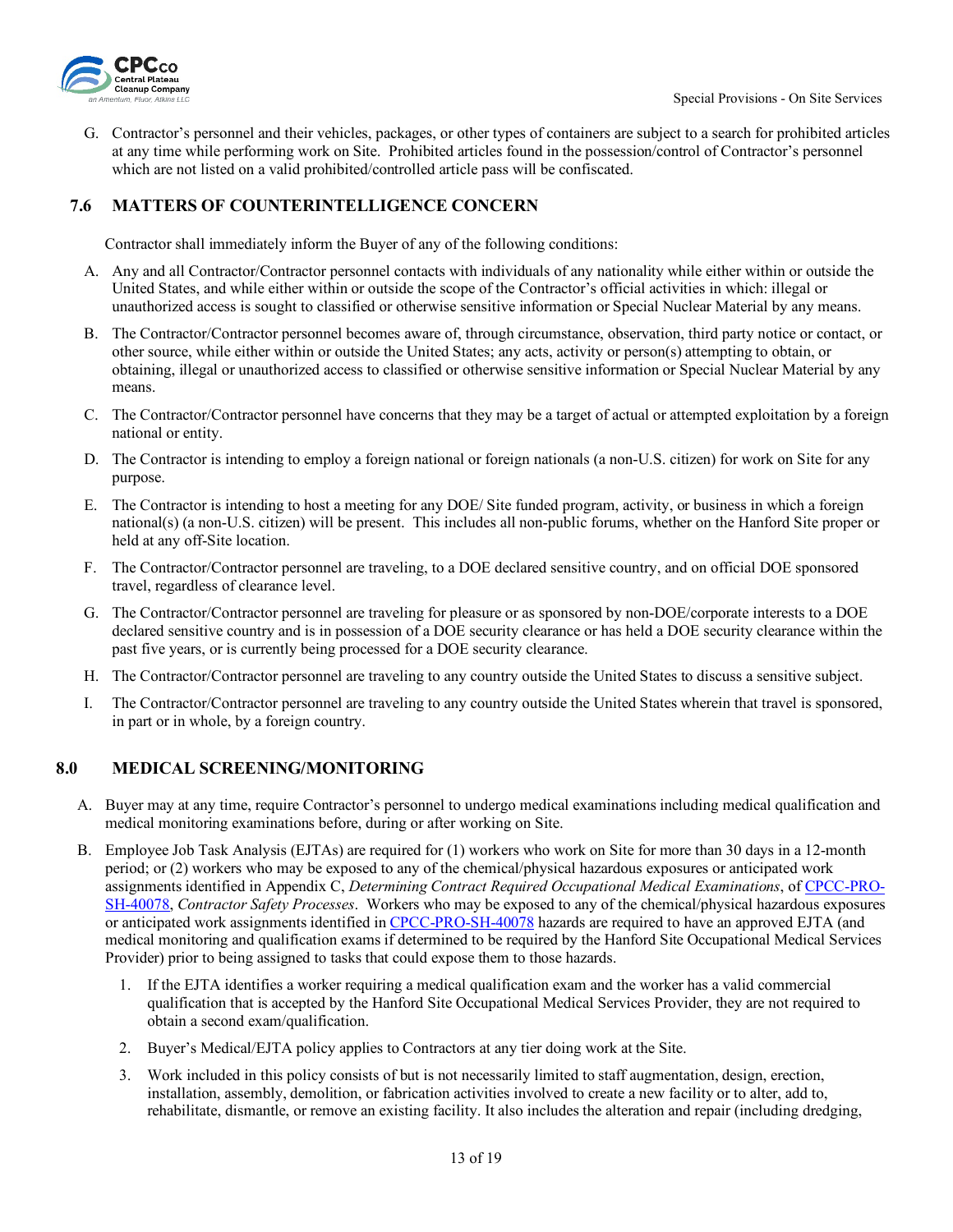G. Contractor's personnel and their vehicles, packages, or other types of containers are subject to a search for prohibited articles at any time while performing work on Site. Prohibited articles found in the possession/control of Contractor's personnel which are not listed on a valid prohibited/controlled article pass will be confiscated.

### 7.6 MATTERS OF COUNTERINTELLIGENCE CONCERN

Contractor shall immediately inform the Buyer of any of the following conditions:

A. Any and all Contractor/Contractor personnel contacts with individuals of any nationality while either within or outside the United States, and while either within or outside the scope of the Contractor's official activities in which: illegal or unauthorized access is sought to classified or otherwise sensitive information or Special Nuclear Material by any means.

B. The Contractor/Contractor personnel becomes aware of, through circumstance, observation, third party notice or contact, or other source, while either within or outside the United States; any acts, activity or person(s) attempting to obtain, or obtaining, illegal or unauthorized access to classified or otherwise sensitive information or Special Nuclear Material by any means.

C. The Contractor/Contractor personnel have concerns that they may be a target of actual or attempted exploitation by a foreign national or entity.

D. The Contractor is intending to employ a foreign national or foreign nationals (a non-U.S. citizen) for work on Site for any purpose.

E. The Contractor is intending to host a meeting for any DOE/ Site funded program, activity, or business in which a foreign national(s) (a non-U.S. citizen) will be present. This includes all non-public forums, whether on the Hanford Site proper or held at any off-Site location.

F. The Contractor/Contractor personnel are traveling, to a DOE declared sensitive country, and on official DOE sponsored travel, regardless of clearance level.

G. The Contractor/Contractor personnel are traveling for pleasure or as sponsored by non-DOE/corporate interests to a DOE declared sensitive country and is in possession of a DOE security clearance or has held a DOE security clearance within the past five years, or is currently being processed for a DOE security clearance.

H. The Contractor/Contractor personnel are traveling to any country outside the United States to discuss a sensitive subject.

I. The Contractor/Contractor personnel are traveling to any country outside the United States wherein that travel is sponsored, in part or in whole, by a foreign country.

## 8.0 MEDICAL SCREENING/MONITORING

A. Buyer may at any time, require Contractor's personnel to undergo medical examinations including medical qualification and medical monitoring examinations before, during or after working on Site.

B. Employee Job Task Analysis (EJTAs) are required for (1) workers who work on Site for more than 30 days in a 12-month period; or (2) workers who may be exposed to any of the chemical/physical hazardous exposures or anticipated work assignments identified in Appendix C, *Determining Contract Required Occupational Medical Examinations*, of CPCC-PRO-SH-40078, *Contractor Safety Processes*. Workers who may be exposed to any of the chemical/physical hazardous exposures or anticipated work assignments identified in CPCC-PRO-SH-40078 hazards are required to have an approved EJTA (and medical monitoring and qualification exams if determined to be required by the Hanford Site Occupational Medical Services Provider) prior to being assigned to tasks that could expose them to those hazards.

   1. If the EJTA identifies a worker requiring a medical qualification exam and the worker has a valid commercial qualification that is accepted by the Hanford Site Occupational Medical Services Provider, they are not required to obtain a second exam/qualification.

   2. Buyer's Medical/EJTA policy applies to Contractors at any tier doing work at the Site.

   3. Work included in this policy consists of but is not necessarily limited to staff augmentation, design, erection, installation, assembly, demolition, or fabrication activities involved to create a new facility or to alter, add to, rehabilitate, dismantle, or remove an existing facility. It also includes the alteration and repair (including dredging,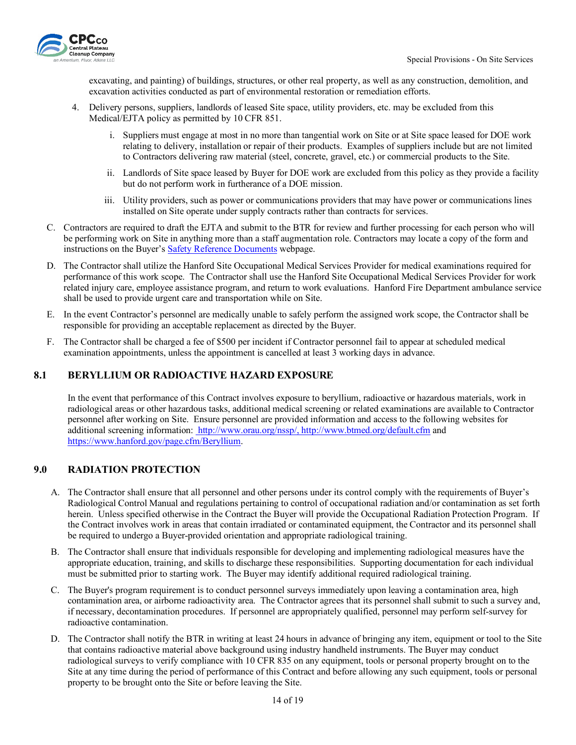excavating, and painting) of buildings, structures, or other real property, as well as any construction, demolition, and excavation activities conducted as part of environmental restoration or remediation efforts.

4. Delivery persons, suppliers, landlords of leased Site space, utility providers, etc. may be excluded from this Medical/EJTA policy as permitted by 10 CFR 851.

   i. Suppliers must engage at most in no more than tangential work on Site or at Site space leased for DOE work relating to delivery, installation or repair of their products. Examples of suppliers include but are not limited to Contractors delivering raw material (steel, concrete, gravel, etc.) or commercial products to the Site.

   ii. Landlords of Site space leased by Buyer for DOE work are excluded from this policy as they provide a facility but do not perform work in furtherance of a DOE mission.

   iii. Utility providers, such as power or communications providers that may have power or communications lines installed on Site operate under supply contracts rather than contracts for services.

C. Contractors are required to draft the EJTA and submit to the BTR for review and further processing for each person who will be performing work on Site in anything more than a staff augmentation role. Contractors may locate a copy of the form and instructions on the Buyer's Safety Reference Documents webpage.

D. The Contractor shall utilize the Hanford Site Occupational Medical Services Provider for medical examinations required for performance of this work scope. The Contractor shall use the Hanford Site Occupational Medical Services Provider for work related injury care, employee assistance program, and return to work evaluations. Hanford Fire Department ambulance service shall be used to provide urgent care and transportation while on Site.

E. In the event Contractor's personnel are medically unable to safely perform the assigned work scope, the Contractor shall be responsible for providing an acceptable replacement as directed by the Buyer.

F. The Contractor shall be charged a fee of $500 per incident if Contractor personnel fail to appear at scheduled medical examination appointments, unless the appointment is cancelled at least 3 working days in advance.

## 8.1 BERYLLIUM OR RADIOACTIVE HAZARD EXPOSURE

In the event that performance of this Contract involves exposure to beryllium, radioactive or hazardous materials, work in radiological areas or other hazardous tasks, additional medical screening or related examinations are available to Contractor personnel after working on Site. Ensure personnel are provided information and access to the following websites for additional screening information: http://www.orau.org/nssp/, http://www.btmed.org/default.cfm and https://www.hanford.gov/page.cfm/Beryllium.

## 9.0 RADIATION PROTECTION

A. The Contractor shall ensure that all personnel and other persons under its control comply with the requirements of Buyer's Radiological Control Manual and regulations pertaining to control of occupational radiation and/or contamination as set forth herein. Unless specified otherwise in the Contract the Buyer will provide the Occupational Radiation Protection Program. If the Contract involves work in areas that contain irradiated or contaminated equipment, the Contractor and its personnel shall be required to undergo a Buyer-provided orientation and appropriate radiological training.

B. The Contractor shall ensure that individuals responsible for developing and implementing radiological measures have the appropriate education, training, and skills to discharge these responsibilities. Supporting documentation for each individual must be submitted prior to starting work. The Buyer may identify additional required radiological training.

C. The Buyer's program requirement is to conduct personnel surveys immediately upon leaving a contamination area, high contamination area, or airborne radioactivity area. The Contractor agrees that its personnel shall submit to such a survey and, if necessary, decontamination procedures. If personnel are appropriately qualified, personnel may perform self-survey for radioactive contamination.

D. The Contractor shall notify the BTR in writing at least 24 hours in advance of bringing any item, equipment or tool to the Site that contains radioactive material above background using industry handheld instruments. The Buyer may conduct radiological surveys to verify compliance with 10 CFR 835 on any equipment, tools or personal property brought on to the Site at any time during the period of performance of this Contract and before allowing any such equipment, tools or personal property to be brought onto the Site or before leaving the Site.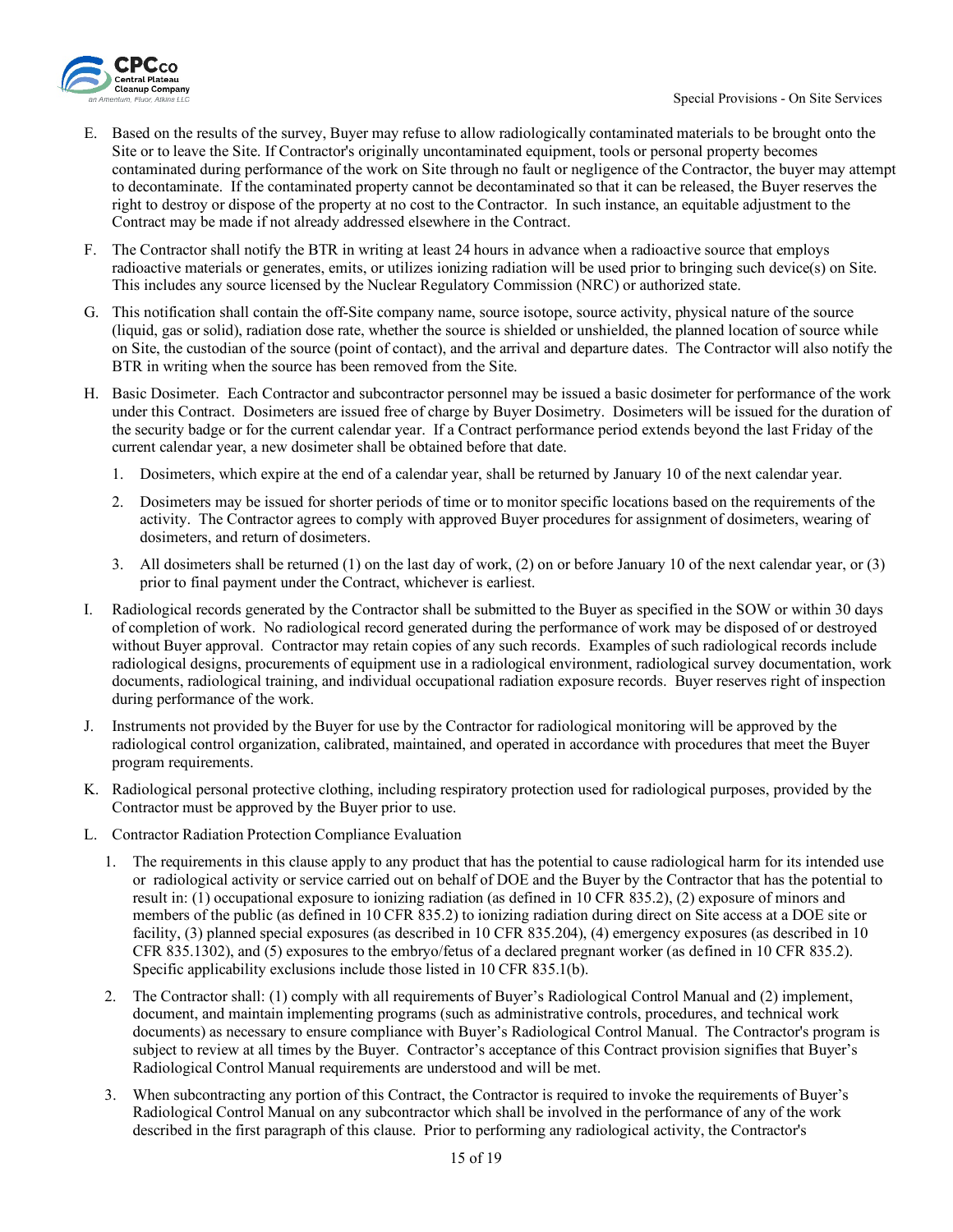E. Based on the results of the survey, Buyer may refuse to allow radiologically contaminated materials to be brought onto the Site or to leave the Site. If Contractor's originally uncontaminated equipment, tools or personal property becomes contaminated during performance of the work on Site through no fault or negligence of the Contractor, the buyer may attempt to decontaminate. If the contaminated property cannot be decontaminated so that it can be released, the Buyer reserves the right to destroy or dispose of the property at no cost to the Contractor. In such instance, an equitable adjustment to the Contract may be made if not already addressed elsewhere in the Contract.

F. The Contractor shall notify the BTR in writing at least 24 hours in advance when a radioactive source that employs radioactive materials or generates, emits, or utilizes ionizing radiation will be used prior to bringing such device(s) on Site. This includes any source licensed by the Nuclear Regulatory Commission (NRC) or authorized state.

G. This notification shall contain the off-Site company name, source isotope, source activity, physical nature of the source (liquid, gas or solid), radiation dose rate, whether the source is shielded or unshielded, the planned location of source while on Site, the custodian of the source (point of contact), and the arrival and departure dates. The Contractor will also notify the BTR in writing when the source has been removed from the Site.

H. Basic Dosimeter. Each Contractor and subcontractor personnel may be issued a basic dosimeter for performance of the work under this Contract. Dosimeters are issued free of charge by Buyer Dosimetry. Dosimeters will be issued for the duration of the security badge or for the current calendar year. If a Contract performance period extends beyond the last Friday of the current calendar year, a new dosimeter shall be obtained before that date.

   1. Dosimeters, which expire at the end of a calendar year, shall be returned by January 10 of the next calendar year.

   2. Dosimeters may be issued for shorter periods of time or to monitor specific locations based on the requirements of the activity. The Contractor agrees to comply with approved Buyer procedures for assignment of dosimeters, wearing of dosimeters, and return of dosimeters.

   3. All dosimeters shall be returned (1) on the last day of work, (2) on or before January 10 of the next calendar year, or (3) prior to final payment under the Contract, whichever is earliest.

I. Radiological records generated by the Contractor shall be submitted to the Buyer as specified in the SOW or within 30 days of completion of work. No radiological record generated during the performance of work may be disposed of or destroyed without Buyer approval. Contractor may retain copies of any such records. Examples of such radiological records include radiological designs, procurements of equipment use in a radiological environment, radiological survey documentation, work documents, radiological training, and individual occupational radiation exposure records. Buyer reserves right of inspection during performance of the work.

J. Instruments not provided by the Buyer for use by the Contractor for radiological monitoring will be approved by the radiological control organization, calibrated, maintained, and operated in accordance with procedures that meet the Buyer program requirements.

K. Radiological personal protective clothing, including respiratory protection used for radiological purposes, provided by the Contractor must be approved by the Buyer prior to use.

L. Contractor Radiation Protection Compliance Evaluation

   1. The requirements in this clause apply to any product that has the potential to cause radiological harm for its intended use or radiological activity or service carried out on behalf of DOE and the Buyer by the Contractor that has the potential to result in: (1) occupational exposure to ionizing radiation (as defined in 10 CFR 835.2), (2) exposure of minors and members of the public (as defined in 10 CFR 835.2) to ionizing radiation during direct on Site access at a DOE site or facility, (3) planned special exposures (as described in 10 CFR 835.204), (4) emergency exposures (as described in 10 CFR 835.1302), and (5) exposures to the embryo/fetus of a declared pregnant worker (as defined in 10 CFR 835.2). Specific applicability exclusions include those listed in 10 CFR 835.1(b).

   2. The Contractor shall: (1) comply with all requirements of Buyer's Radiological Control Manual and (2) implement, document, and maintain implementing programs (such as administrative controls, procedures, and technical work documents) as necessary to ensure compliance with Buyer's Radiological Control Manual. The Contractor's program is subject to review at all times by the Buyer. Contractor's acceptance of this Contract provision signifies that Buyer's Radiological Control Manual requirements are understood and will be met.

   3. When subcontracting any portion of this Contract, the Contractor is required to invoke the requirements of Buyer's Radiological Control Manual on any subcontractor which shall be involved in the performance of any of the work described in the first paragraph of this clause. Prior to performing any radiological activity, the Contractor's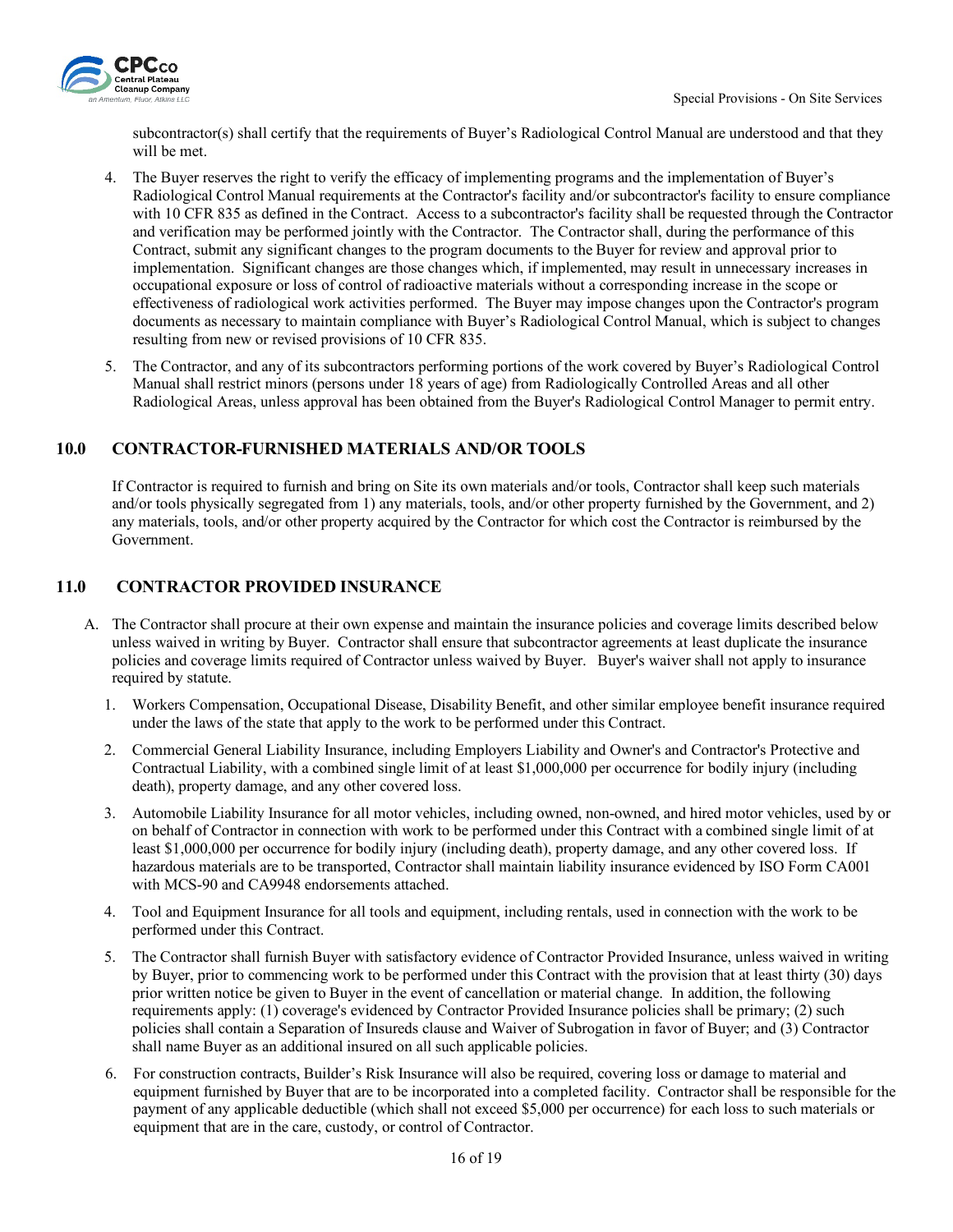subcontractor(s) shall certify that the requirements of Buyer's Radiological Control Manual are understood and that they will be met.

4. The Buyer reserves the right to verify the efficacy of implementing programs and the implementation of Buyer's Radiological Control Manual requirements at the Contractor's facility and/or subcontractor's facility to ensure compliance with 10 CFR 835 as defined in the Contract. Access to a subcontractor's facility shall be requested through the Contractor and verification may be performed jointly with the Contractor. The Contractor shall, during the performance of this Contract, submit any significant changes to the program documents to the Buyer for review and approval prior to implementation. Significant changes are those changes which, if implemented, may result in unnecessary increases in occupational exposure or loss of control of radioactive materials without a corresponding increase in the scope or effectiveness of radiological work activities performed. The Buyer may impose changes upon the Contractor's program documents as necessary to maintain compliance with Buyer's Radiological Control Manual, which is subject to changes resulting from new or revised provisions of 10 CFR 835.

5. The Contractor, and any of its subcontractors performing portions of the work covered by Buyer's Radiological Control Manual shall restrict minors (persons under 18 years of age) from Radiologically Controlled Areas and all other Radiological Areas, unless approval has been obtained from the Buyer's Radiological Control Manager to permit entry.

## 10.0 CONTRACTOR-FURNISHED MATERIALS AND/OR TOOLS

If Contractor is required to furnish and bring on Site its own materials and/or tools, Contractor shall keep such materials and/or tools physically segregated from 1) any materials, tools, and/or other property furnished by the Government, and 2) any materials, tools, and/or other property acquired by the Contractor for which cost the Contractor is reimbursed by the Government.

## 11.0 CONTRACTOR PROVIDED INSURANCE

A. The Contractor shall procure at their own expense and maintain the insurance policies and coverage limits described below unless waived in writing by Buyer. Contractor shall ensure that subcontractor agreements at least duplicate the insurance policies and coverage limits required of Contractor unless waived by Buyer. Buyer's waiver shall not apply to insurance required by statute.

1. Workers Compensation, Occupational Disease, Disability Benefit, and other similar employee benefit insurance required under the laws of the state that apply to the work to be performed under this Contract.

2. Commercial General Liability Insurance, including Employers Liability and Owner's and Contractor's Protective and Contractual Liability, with a combined single limit of at least $1,000,000 per occurrence for bodily injury (including death), property damage, and any other covered loss.

3. Automobile Liability Insurance for all motor vehicles, including owned, non-owned, and hired motor vehicles, used by or on behalf of Contractor in connection with work to be performed under this Contract with a combined single limit of at least $1,000,000 per occurrence for bodily injury (including death), property damage, and any other covered loss. If hazardous materials are to be transported, Contractor shall maintain liability insurance evidenced by ISO Form CA001 with MCS-90 and CA9948 endorsements attached.

4. Tool and Equipment Insurance for all tools and equipment, including rentals, used in connection with the work to be performed under this Contract.

5. The Contractor shall furnish Buyer with satisfactory evidence of Contractor Provided Insurance, unless waived in writing by Buyer, prior to commencing work to be performed under this Contract with the provision that at least thirty (30) days prior written notice be given to Buyer in the event of cancellation or material change. In addition, the following requirements apply: (1) coverage's evidenced by Contractor Provided Insurance policies shall be primary; (2) such policies shall contain a Separation of Insureds clause and Waiver of Subrogation in favor of Buyer; and (3) Contractor shall name Buyer as an additional insured on all such applicable policies.

6. For construction contracts, Builder's Risk Insurance will also be required, covering loss or damage to material and equipment furnished by Buyer that are to be incorporated into a completed facility. Contractor shall be responsible for the payment of any applicable deductible (which shall not exceed $5,000 per occurrence) for each loss to such materials or equipment that are in the care, custody, or control of Contractor.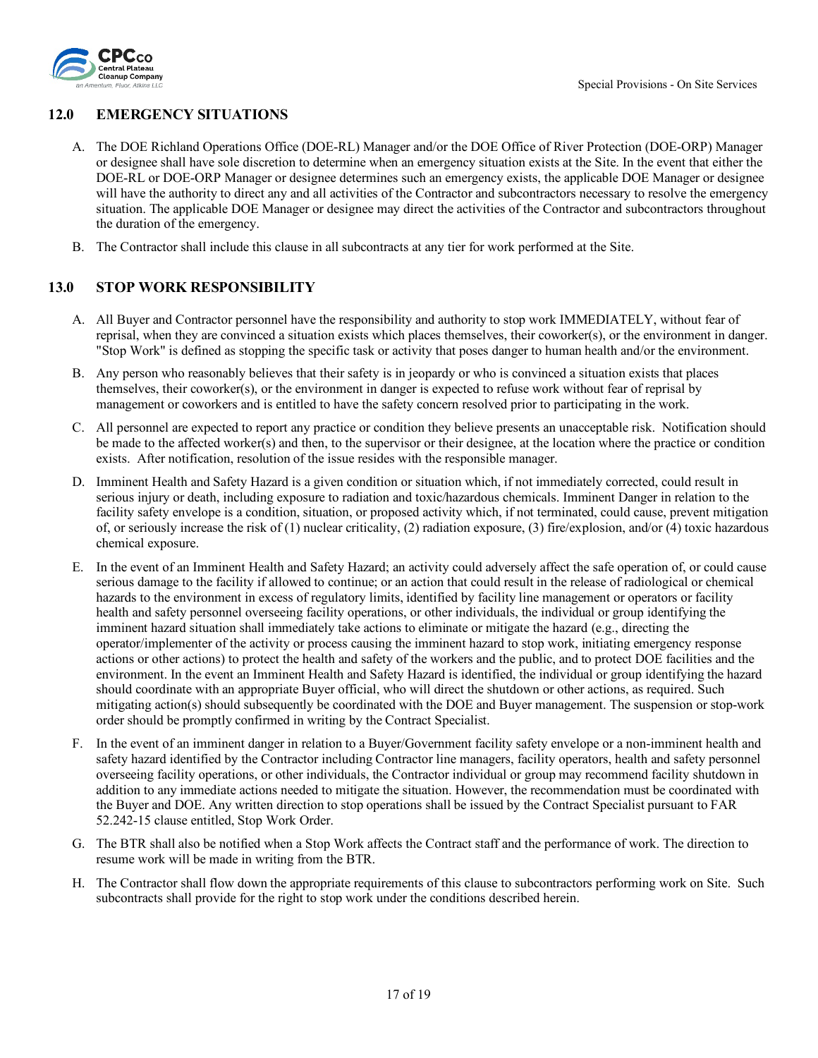## 12.0 EMERGENCY SITUATIONS

A. The DOE Richland Operations Office (DOE-RL) Manager and/or the DOE Office of River Protection (DOE-ORP) Manager or designee shall have sole discretion to determine when an emergency situation exists at the Site. In the event that either the DOE-RL or DOE-ORP Manager or designee determines such an emergency exists, the applicable DOE Manager or designee will have the authority to direct any and all activities of the Contractor and subcontractors necessary to resolve the emergency situation. The applicable DOE Manager or designee may direct the activities of the Contractor and subcontractors throughout the duration of the emergency.

B. The Contractor shall include this clause in all subcontracts at any tier for work performed at the Site.

## 13.0 STOP WORK RESPONSIBILITY

A. All Buyer and Contractor personnel have the responsibility and authority to stop work IMMEDIATELY, without fear of reprisal, when they are convinced a situation exists which places themselves, their coworker(s), or the environment in danger. "Stop Work" is defined as stopping the specific task or activity that poses danger to human health and/or the environment.

B. Any person who reasonably believes that their safety is in jeopardy or who is convinced a situation exists that places themselves, their coworker(s), or the environment in danger is expected to refuse work without fear of reprisal by management or coworkers and is entitled to have the safety concern resolved prior to participating in the work.

C. All personnel are expected to report any practice or condition they believe presents an unacceptable risk. Notification should be made to the affected worker(s) and then, to the supervisor or their designee, at the location where the practice or condition exists. After notification, resolution of the issue resides with the responsible manager.

D. Imminent Health and Safety Hazard is a given condition or situation which, if not immediately corrected, could result in serious injury or death, including exposure to radiation and toxic/hazardous chemicals. Imminent Danger in relation to the facility safety envelope is a condition, situation, or proposed activity which, if not terminated, could cause, prevent mitigation of, or seriously increase the risk of (1) nuclear criticality, (2) radiation exposure, (3) fire/explosion, and/or (4) toxic hazardous chemical exposure.

E. In the event of an Imminent Health and Safety Hazard; an activity could adversely affect the safe operation of, or could cause serious damage to the facility if allowed to continue; or an action that could result in the release of radiological or chemical hazards to the environment in excess of regulatory limits, identified by facility line management or operators or facility health and safety personnel overseeing facility operations, or other individuals, the individual or group identifying the imminent hazard situation shall immediately take actions to eliminate or mitigate the hazard (e.g., directing the operator/implementer of the activity or process causing the imminent hazard to stop work, initiating emergency response actions or other actions) to protect the health and safety of the workers and the public, and to protect DOE facilities and the environment. In the event an Imminent Health and Safety Hazard is identified, the individual or group identifying the hazard should coordinate with an appropriate Buyer official, who will direct the shutdown or other actions, as required. Such mitigating action(s) should subsequently be coordinated with the DOE and Buyer management. The suspension or stop-work order should be promptly confirmed in writing by the Contract Specialist.

F. In the event of an imminent danger in relation to a Buyer/Government facility safety envelope or a non-imminent health and safety hazard identified by the Contractor including Contractor line managers, facility operators, health and safety personnel overseeing facility operations, or other individuals, the Contractor individual or group may recommend facility shutdown in addition to any immediate actions needed to mitigate the situation. However, the recommendation must be coordinated with the Buyer and DOE. Any written direction to stop operations shall be issued by the Contract Specialist pursuant to FAR 52.242-15 clause entitled, Stop Work Order.

G. The BTR shall also be notified when a Stop Work affects the Contract staff and the performance of work. The direction to resume work will be made in writing from the BTR.

H. The Contractor shall flow down the appropriate requirements of this clause to subcontractors performing work on Site. Such subcontracts shall provide for the right to stop work under the conditions described herein.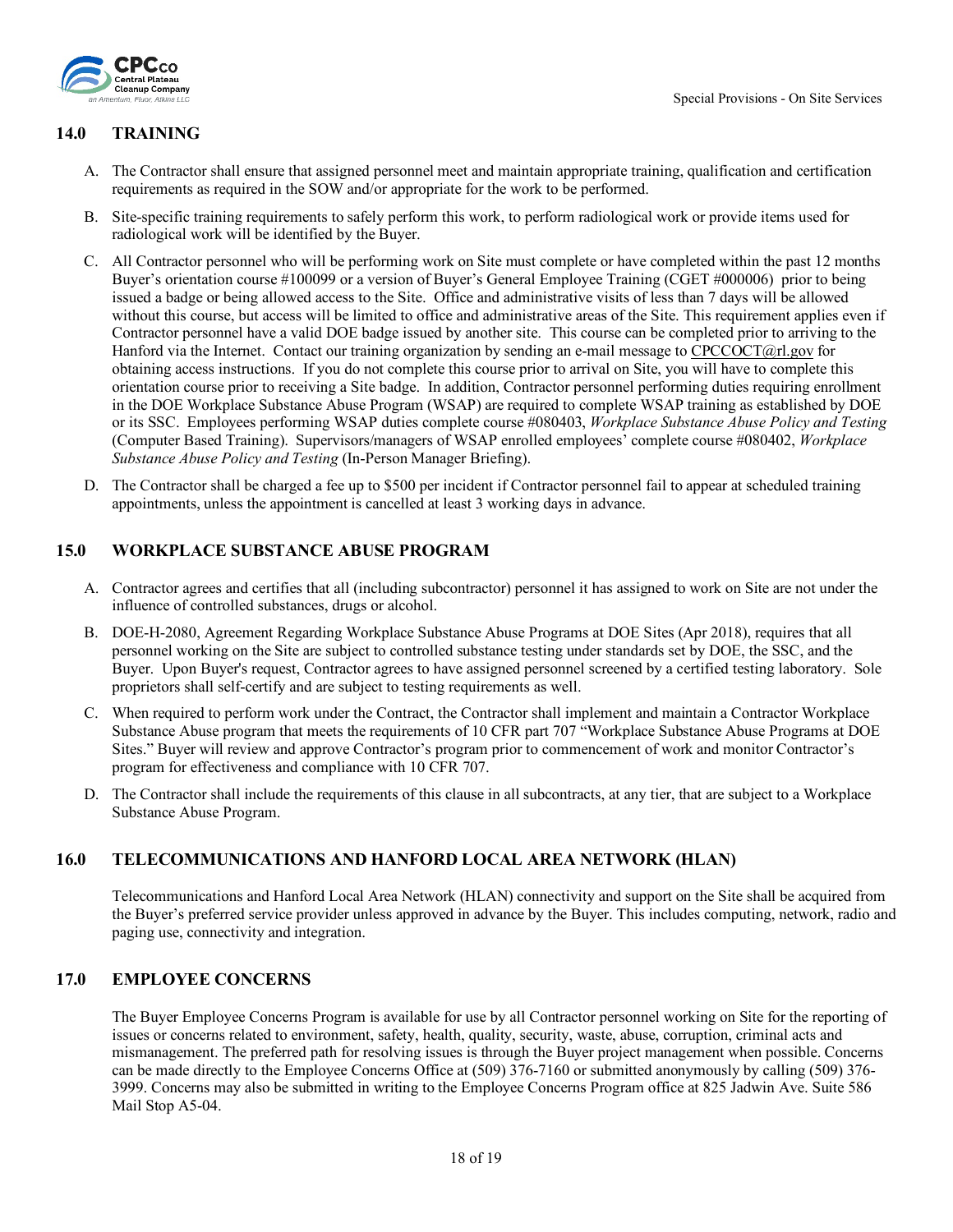## 14.0 TRAINING

A. The Contractor shall ensure that assigned personnel meet and maintain appropriate training, qualification and certification requirements as required in the SOW and/or appropriate for the work to be performed.

B. Site-specific training requirements to safely perform this work, to perform radiological work or provide items used for radiological work will be identified by the Buyer.

C. All Contractor personnel who will be performing work on Site must complete or have completed within the past 12 months Buyer's orientation course #100099 or a version of Buyer's General Employee Training (CGET #000006) prior to being issued a badge or being allowed access to the Site. Office and administrative visits of less than 7 days will be allowed without this course, but access will be limited to office and administrative areas of the Site. This requirement applies even if Contractor personnel have a valid DOE badge issued by another site. This course can be completed prior to arriving to the Hanford via the Internet. Contact our training organization by sending an e-mail message to CPCCOCT@rl.gov for obtaining access instructions. If you do not complete this course prior to arrival on Site, you will have to complete this orientation course prior to receiving a Site badge. In addition, Contractor personnel performing duties requiring enrollment in the DOE Workplace Substance Abuse Program (WSAP) are required to complete WSAP training as established by DOE or its SSC. Employees performing WSAP duties complete course #080403, *Workplace Substance Abuse Policy and Testing* (Computer Based Training). Supervisors/managers of WSAP enrolled employees' complete course #080402, *Workplace Substance Abuse Policy and Testing* (In-Person Manager Briefing).

D. The Contractor shall be charged a fee up to $500 per incident if Contractor personnel fail to appear at scheduled training appointments, unless the appointment is cancelled at least 3 working days in advance.

## 15.0 WORKPLACE SUBSTANCE ABUSE PROGRAM

A. Contractor agrees and certifies that all (including subcontractor) personnel it has assigned to work on Site are not under the influence of controlled substances, drugs or alcohol.

B. DOE-H-2080, Agreement Regarding Workplace Substance Abuse Programs at DOE Sites (Apr 2018), requires that all personnel working on the Site are subject to controlled substance testing under standards set by DOE, the SSC, and the Buyer. Upon Buyer's request, Contractor agrees to have assigned personnel screened by a certified testing laboratory. Sole proprietors shall self-certify and are subject to testing requirements as well.

C. When required to perform work under the Contract, the Contractor shall implement and maintain a Contractor Workplace Substance Abuse program that meets the requirements of 10 CFR part 707 "Workplace Substance Abuse Programs at DOE Sites." Buyer will review and approve Contractor's program prior to commencement of work and monitor Contractor's program for effectiveness and compliance with 10 CFR 707.

D. The Contractor shall include the requirements of this clause in all subcontracts, at any tier, that are subject to a Workplace Substance Abuse Program.

## 16.0 TELECOMMUNICATIONS AND HANFORD LOCAL AREA NETWORK (HLAN)

Telecommunications and Hanford Local Area Network (HLAN) connectivity and support on the Site shall be acquired from the Buyer's preferred service provider unless approved in advance by the Buyer. This includes computing, network, radio and paging use, connectivity and integration.

## 17.0 EMPLOYEE CONCERNS

The Buyer Employee Concerns Program is available for use by all Contractor personnel working on Site for the reporting of issues or concerns related to environment, safety, health, quality, security, waste, abuse, corruption, criminal acts and mismanagement. The preferred path for resolving issues is through the Buyer project management when possible. Concerns can be made directly to the Employee Concerns Office at (509) 376-7160 or submitted anonymously by calling (509) 376-3999. Concerns may also be submitted in writing to the Employee Concerns Program office at 825 Jadwin Ave. Suite 586 Mail Stop A5-04.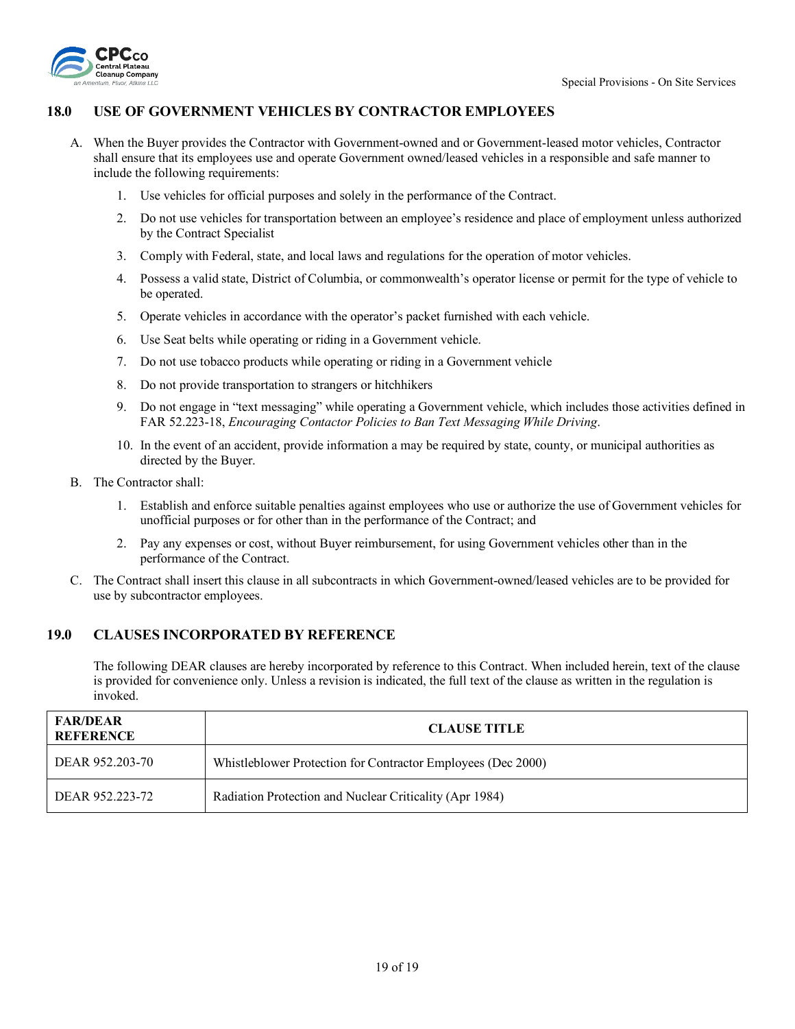## 18.0 USE OF GOVERNMENT VEHICLES BY CONTRACTOR EMPLOYEES

A. When the Buyer provides the Contractor with Government-owned and or Government-leased motor vehicles, Contractor shall ensure that its employees use and operate Government owned/leased vehicles in a responsible and safe manner to include the following requirements:

   1. Use vehicles for official purposes and solely in the performance of the Contract.
   2. Do not use vehicles for transportation between an employee's residence and place of employment unless authorized by the Contract Specialist
   3. Comply with Federal, state, and local laws and regulations for the operation of motor vehicles.
   4. Possess a valid state, District of Columbia, or commonwealth's operator license or permit for the type of vehicle to be operated.
   5. Operate vehicles in accordance with the operator's packet furnished with each vehicle.
   6. Use Seat belts while operating or riding in a Government vehicle.
   7. Do not use tobacco products while operating or riding in a Government vehicle
   8. Do not provide transportation to strangers or hitchhikers
   9. Do not engage in "text messaging" while operating a Government vehicle, which includes those activities defined in FAR 52.223-18, *Encouraging Contactor Policies to Ban Text Messaging While Driving*.
   10. In the event of an accident, provide information a may be required by state, county, or municipal authorities as directed by the Buyer.

B. The Contractor shall:

   1. Establish and enforce suitable penalties against employees who use or authorize the use of Government vehicles for unofficial purposes or for other than in the performance of the Contract; and
   2. Pay any expenses or cost, without Buyer reimbursement, for using Government vehicles other than in the performance of the Contract.

C. The Contract shall insert this clause in all subcontracts in which Government-owned/leased vehicles are to be provided for use by subcontractor employees.

## 19.0 CLAUSES INCORPORATED BY REFERENCE

The following DEAR clauses are hereby incorporated by reference to this Contract. When included herein, text of the clause is provided for convenience only. Unless a revision is indicated, the full text of the clause as written in the regulation is invoked.

| FAR/DEAR REFERENCE | CLAUSE TITLE |
|---|---|
| DEAR 952.203-70 | Whistleblower Protection for Contractor Employees (Dec 2000) |
| DEAR 952.223-72 | Radiation Protection and Nuclear Criticality (Apr 1984) |